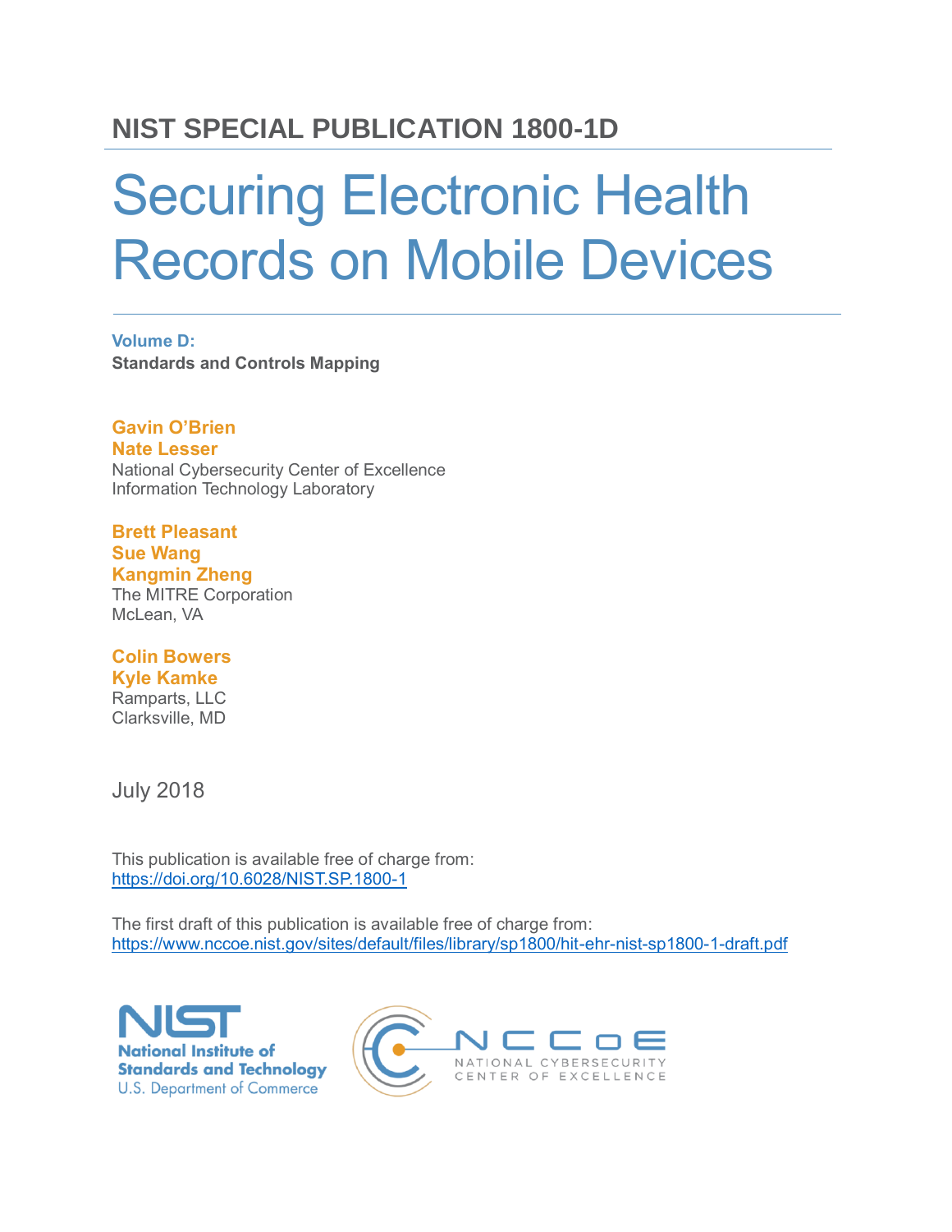**NIST SPECIAL PUBLICATION 1800-1D**

# Securing Electronic Health Records on Mobile Devices

**Volume D:**
**Standards and Controls Mapping**

**Gavin O'Brien**
**Nate Lesser**
National Cybersecurity Center of Excellence
Information Technology Laboratory

**Brett Pleasant**
**Sue Wang**
**Kangmin Zheng**
The MITRE Corporation
McLean, VA

**Colin Bowers**
**Kyle Kamke**
Ramparts, LLC
Clarksville, MD

July 2018

This publication is available free of charge from:
https://doi.org/10.6028/NIST.SP.1800-1

The first draft of this publication is available free of charge from:
https://www.nccoe.nist.gov/sites/default/files/library/sp1800/hit-ehr-nist-sp1800-1-draft.pdf

NIST National Institute of Standards and Technology U.S. Department of Commerce

NCCoE NATIONAL CYBERSECURITY CENTER OF EXCELLENCE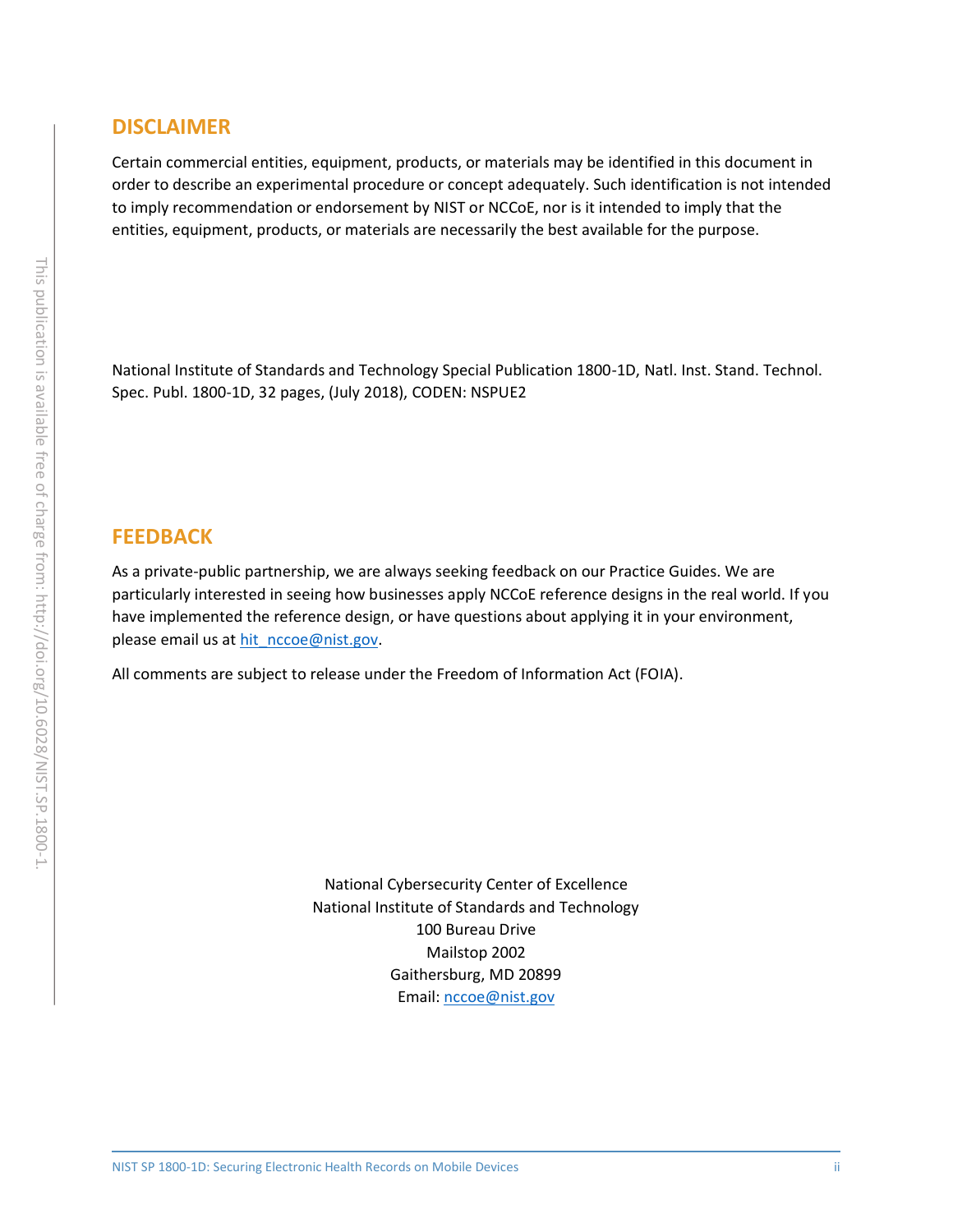## DISCLAIMER

Certain commercial entities, equipment, products, or materials may be identified in this document in order to describe an experimental procedure or concept adequately. Such identification is not intended to imply recommendation or endorsement by NIST or NCCoE, nor is it intended to imply that the entities, equipment, products, or materials are necessarily the best available for the purpose.

National Institute of Standards and Technology Special Publication 1800-1D, Natl. Inst. Stand. Technol. Spec. Publ. 1800-1D, 32 pages, (July 2018), CODEN: NSPUE2

## FEEDBACK

As a private-public partnership, we are always seeking feedback on our Practice Guides. We are particularly interested in seeing how businesses apply NCCoE reference designs in the real world. If you have implemented the reference design, or have questions about applying it in your environment, please email us at hit_nccoe@nist.gov.

All comments are subject to release under the Freedom of Information Act (FOIA).

National Cybersecurity Center of Excellence
National Institute of Standards and Technology
100 Bureau Drive
Mailstop 2002
Gaithersburg, MD 20899
Email: nccoe@nist.gov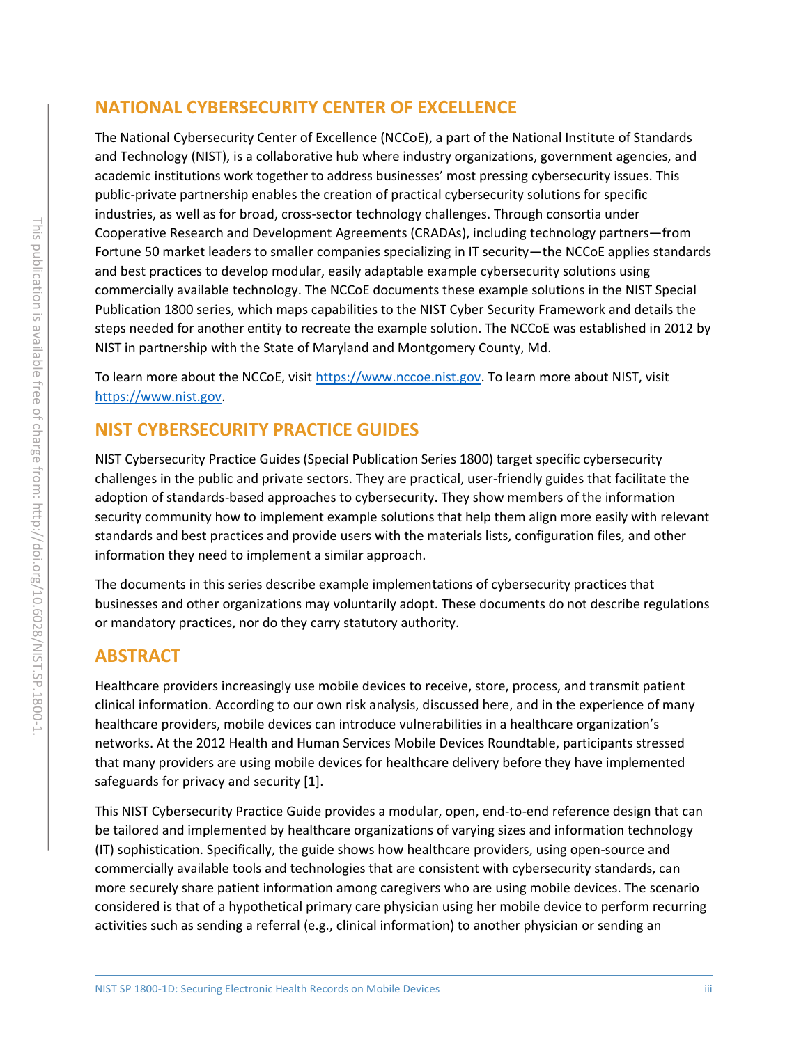## NATIONAL CYBERSECURITY CENTER OF EXCELLENCE

The National Cybersecurity Center of Excellence (NCCoE), a part of the National Institute of Standards and Technology (NIST), is a collaborative hub where industry organizations, government agencies, and academic institutions work together to address businesses' most pressing cybersecurity issues. This public-private partnership enables the creation of practical cybersecurity solutions for specific industries, as well as for broad, cross-sector technology challenges. Through consortia under Cooperative Research and Development Agreements (CRADAs), including technology partners—from Fortune 50 market leaders to smaller companies specializing in IT security—the NCCoE applies standards and best practices to develop modular, easily adaptable example cybersecurity solutions using commercially available technology. The NCCoE documents these example solutions in the NIST Special Publication 1800 series, which maps capabilities to the NIST Cyber Security Framework and details the steps needed for another entity to recreate the example solution. The NCCoE was established in 2012 by NIST in partnership with the State of Maryland and Montgomery County, Md.

To learn more about the NCCoE, visit https://www.nccoe.nist.gov. To learn more about NIST, visit https://www.nist.gov.

## NIST CYBERSECURITY PRACTICE GUIDES

NIST Cybersecurity Practice Guides (Special Publication Series 1800) target specific cybersecurity challenges in the public and private sectors. They are practical, user-friendly guides that facilitate the adoption of standards-based approaches to cybersecurity. They show members of the information security community how to implement example solutions that help them align more easily with relevant standards and best practices and provide users with the materials lists, configuration files, and other information they need to implement a similar approach.

The documents in this series describe example implementations of cybersecurity practices that businesses and other organizations may voluntarily adopt. These documents do not describe regulations or mandatory practices, nor do they carry statutory authority.

## ABSTRACT

Healthcare providers increasingly use mobile devices to receive, store, process, and transmit patient clinical information. According to our own risk analysis, discussed here, and in the experience of many healthcare providers, mobile devices can introduce vulnerabilities in a healthcare organization's networks. At the 2012 Health and Human Services Mobile Devices Roundtable, participants stressed that many providers are using mobile devices for healthcare delivery before they have implemented safeguards for privacy and security [1].

This NIST Cybersecurity Practice Guide provides a modular, open, end-to-end reference design that can be tailored and implemented by healthcare organizations of varying sizes and information technology (IT) sophistication. Specifically, the guide shows how healthcare providers, using open-source and commercially available tools and technologies that are consistent with cybersecurity standards, can more securely share patient information among caregivers who are using mobile devices. The scenario considered is that of a hypothetical primary care physician using her mobile device to perform recurring activities such as sending a referral (e.g., clinical information) to another physician or sending an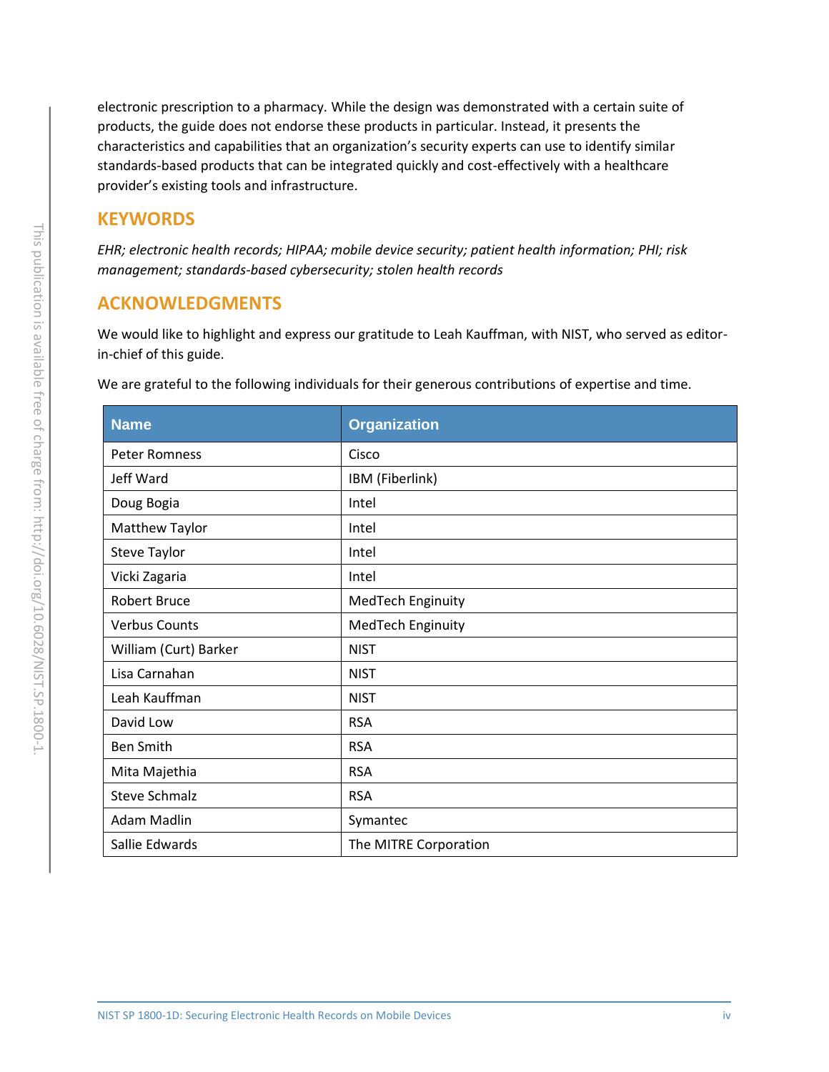electronic prescription to a pharmacy. While the design was demonstrated with a certain suite of products, the guide does not endorse these products in particular. Instead, it presents the characteristics and capabilities that an organization's security experts can use to identify similar standards-based products that can be integrated quickly and cost-effectively with a healthcare provider's existing tools and infrastructure.

## KEYWORDS

*EHR; electronic health records; HIPAA; mobile device security; patient health information; PHI; risk management; standards-based cybersecurity; stolen health records*

## ACKNOWLEDGMENTS

We would like to highlight and express our gratitude to Leah Kauffman, with NIST, who served as editor-in-chief of this guide.

We are grateful to the following individuals for their generous contributions of expertise and time.

| Name | Organization |
|---|---|
| Peter Romness | Cisco |
| Jeff Ward | IBM (Fiberlink) |
| Doug Bogia | Intel |
| Matthew Taylor | Intel |
| Steve Taylor | Intel |
| Vicki Zagaria | Intel |
| Robert Bruce | MedTech Enginuity |
| Verbus Counts | MedTech Enginuity |
| William (Curt) Barker | NIST |
| Lisa Carnahan | NIST |
| Leah Kauffman | NIST |
| David Low | RSA |
| Ben Smith | RSA |
| Mita Majethia | RSA |
| Steve Schmalz | RSA |
| Adam Madlin | Symantec |
| Sallie Edwards | The MITRE Corporation |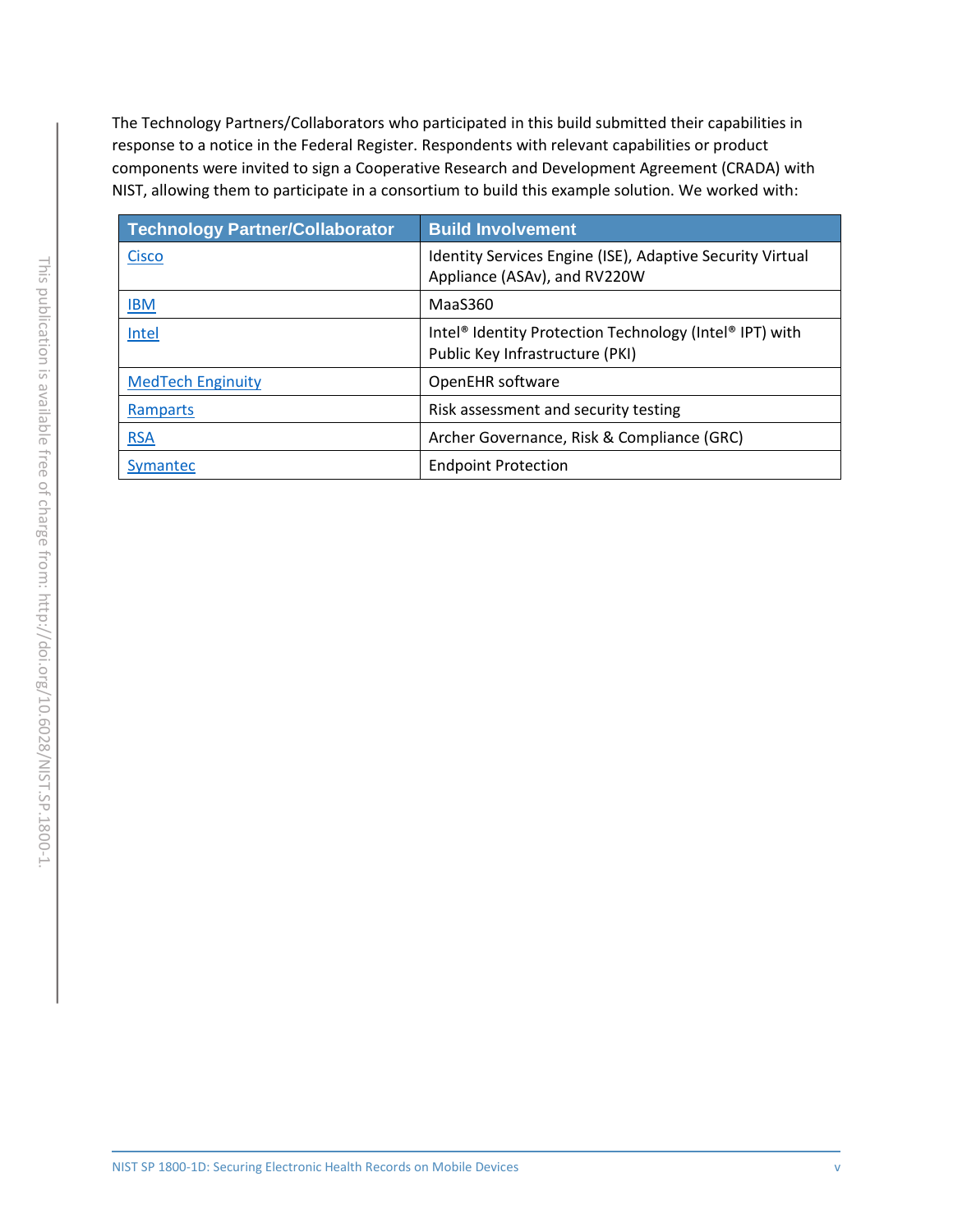The Technology Partners/Collaborators who participated in this build submitted their capabilities in response to a notice in the Federal Register. Respondents with relevant capabilities or product components were invited to sign a Cooperative Research and Development Agreement (CRADA) with NIST, allowing them to participate in a consortium to build this example solution. We worked with:

| Technology Partner/Collaborator | Build Involvement |
|---|---|
| Cisco | Identity Services Engine (ISE), Adaptive Security Virtual Appliance (ASAv), and RV220W |
| IBM | MaaS360 |
| Intel | Intel® Identity Protection Technology (Intel® IPT) with Public Key Infrastructure (PKI) |
| MedTech Enginuity | OpenEHR software |
| Ramparts | Risk assessment and security testing |
| RSA | Archer Governance, Risk & Compliance (GRC) |
| Symantec | Endpoint Protection |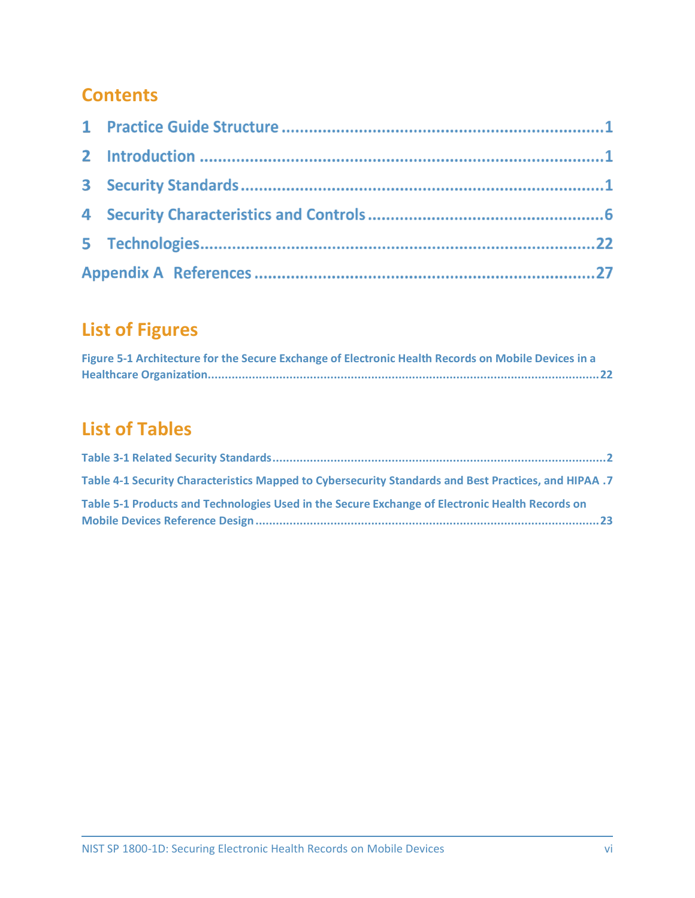# Contents

1 Practice Guide Structure ........................................................................ 1

2 Introduction ........................................................................................ 1

3 Security Standards ............................................................................... 1

4 Security Characteristics and Controls .................................................... 6

5 Technologies ........................................................................................ 22

Appendix A References .......................................................................... 27

# List of Figures

Figure 5-1 Architecture for the Secure Exchange of Electronic Health Records on Mobile Devices in a Healthcare Organization ........................................................................................................ 22

# List of Tables

Table 3-1 Related Security Standards ........................................................................................ 2

Table 4-1 Security Characteristics Mapped to Cybersecurity Standards and Best Practices, and HIPAA . 7

Table 5-1 Products and Technologies Used in the Secure Exchange of Electronic Health Records on Mobile Devices Reference Design ........................................................................................ 23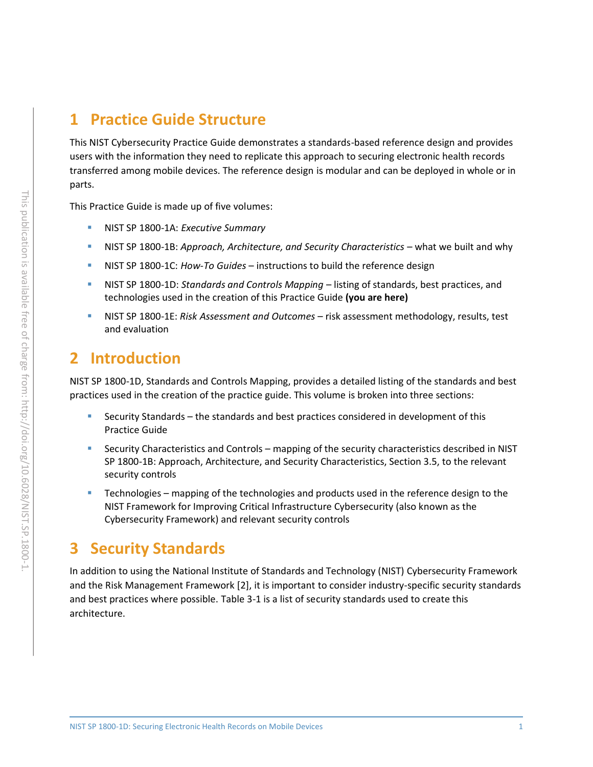# 1 Practice Guide Structure

This NIST Cybersecurity Practice Guide demonstrates a standards-based reference design and provides users with the information they need to replicate this approach to securing electronic health records transferred among mobile devices. The reference design is modular and can be deployed in whole or in parts.

This Practice Guide is made up of five volumes:

- NIST SP 1800-1A: *Executive Summary*
- NIST SP 1800-1B: *Approach, Architecture, and Security Characteristics* – what we built and why
- NIST SP 1800-1C: *How-To Guides* – instructions to build the reference design
- NIST SP 1800-1D: *Standards and Controls Mapping* – listing of standards, best practices, and technologies used in the creation of this Practice Guide **(you are here)**
- NIST SP 1800-1E: *Risk Assessment and Outcomes* – risk assessment methodology, results, test and evaluation

# 2 Introduction

NIST SP 1800-1D, Standards and Controls Mapping, provides a detailed listing of the standards and best practices used in the creation of the practice guide. This volume is broken into three sections:

- Security Standards – the standards and best practices considered in development of this Practice Guide
- Security Characteristics and Controls – mapping of the security characteristics described in NIST SP 1800-1B: Approach, Architecture, and Security Characteristics, Section 3.5, to the relevant security controls
- Technologies – mapping of the technologies and products used in the reference design to the NIST Framework for Improving Critical Infrastructure Cybersecurity (also known as the Cybersecurity Framework) and relevant security controls

# 3 Security Standards

In addition to using the National Institute of Standards and Technology (NIST) Cybersecurity Framework and the Risk Management Framework [2], it is important to consider industry-specific security standards and best practices where possible. Table 3-1 is a list of security standards used to create this architecture.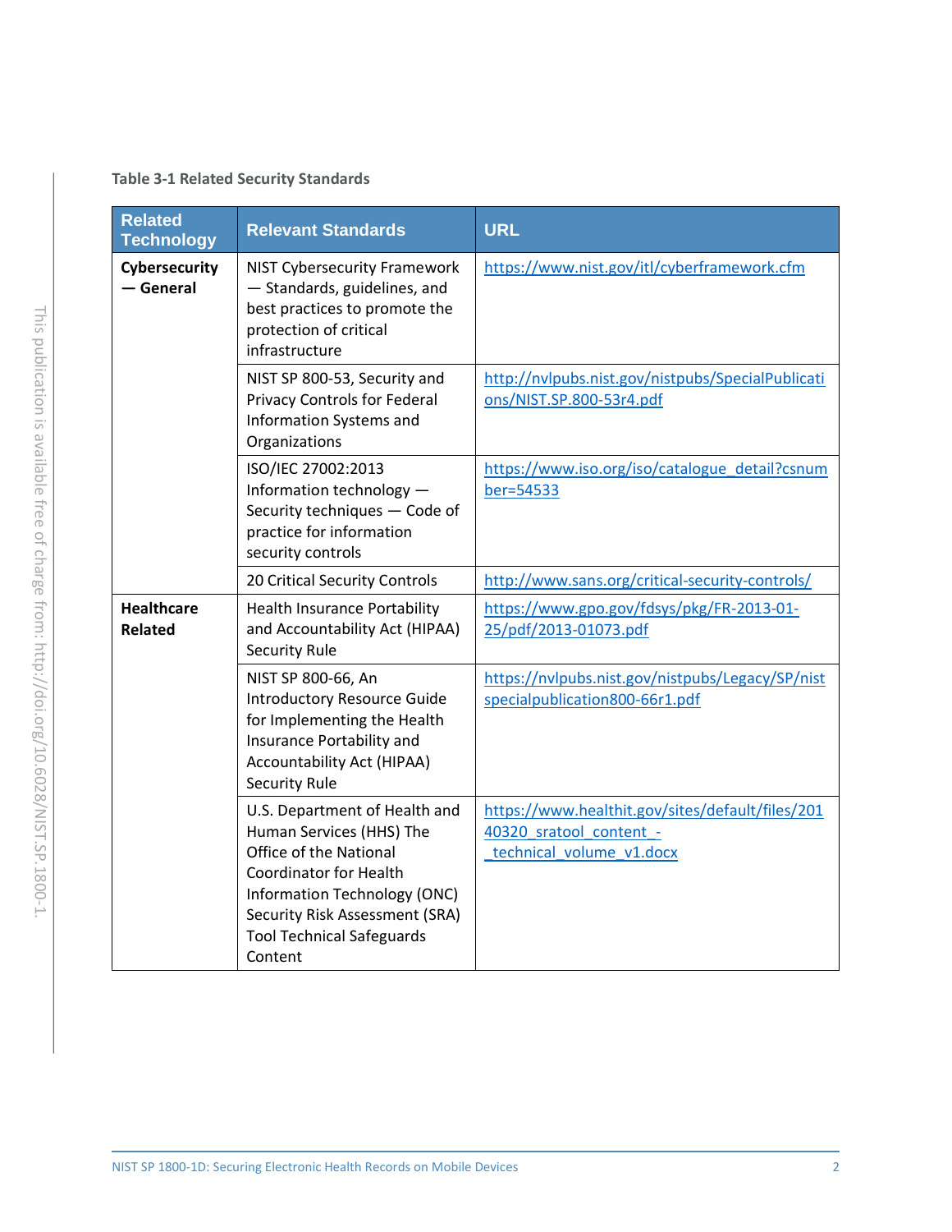**Table 3-1 Related Security Standards**

| Related Technology | Relevant Standards | URL |
| --- | --- | --- |
| **Cybersecurity — General** | NIST Cybersecurity Framework — Standards, guidelines, and best practices to promote the protection of critical infrastructure | https://www.nist.gov/itl/cyberframework.cfm |
| | NIST SP 800-53, Security and Privacy Controls for Federal Information Systems and Organizations | http://nvlpubs.nist.gov/nistpubs/SpecialPublications/NIST.SP.800-53r4.pdf |
| | ISO/IEC 27002:2013 Information technology — Security techniques — Code of practice for information security controls | https://www.iso.org/iso/catalogue_detail?csnumber=54533 |
| | 20 Critical Security Controls | http://www.sans.org/critical-security-controls/ |
| **Healthcare Related** | Health Insurance Portability and Accountability Act (HIPAA) Security Rule | https://www.gpo.gov/fdsys/pkg/FR-2013-01-25/pdf/2013-01073.pdf |
| | NIST SP 800-66, An Introductory Resource Guide for Implementing the Health Insurance Portability and Accountability Act (HIPAA) Security Rule | https://nvlpubs.nist.gov/nistpubs/Legacy/SP/nistspecialpublication800-66r1.pdf |
| | U.S. Department of Health and Human Services (HHS) The Office of the National Coordinator for Health Information Technology (ONC) Security Risk Assessment (SRA) Tool Technical Safeguards Content | https://www.healthit.gov/sites/default/files/20140320_sratool_content_-_technical_volume_v1.docx |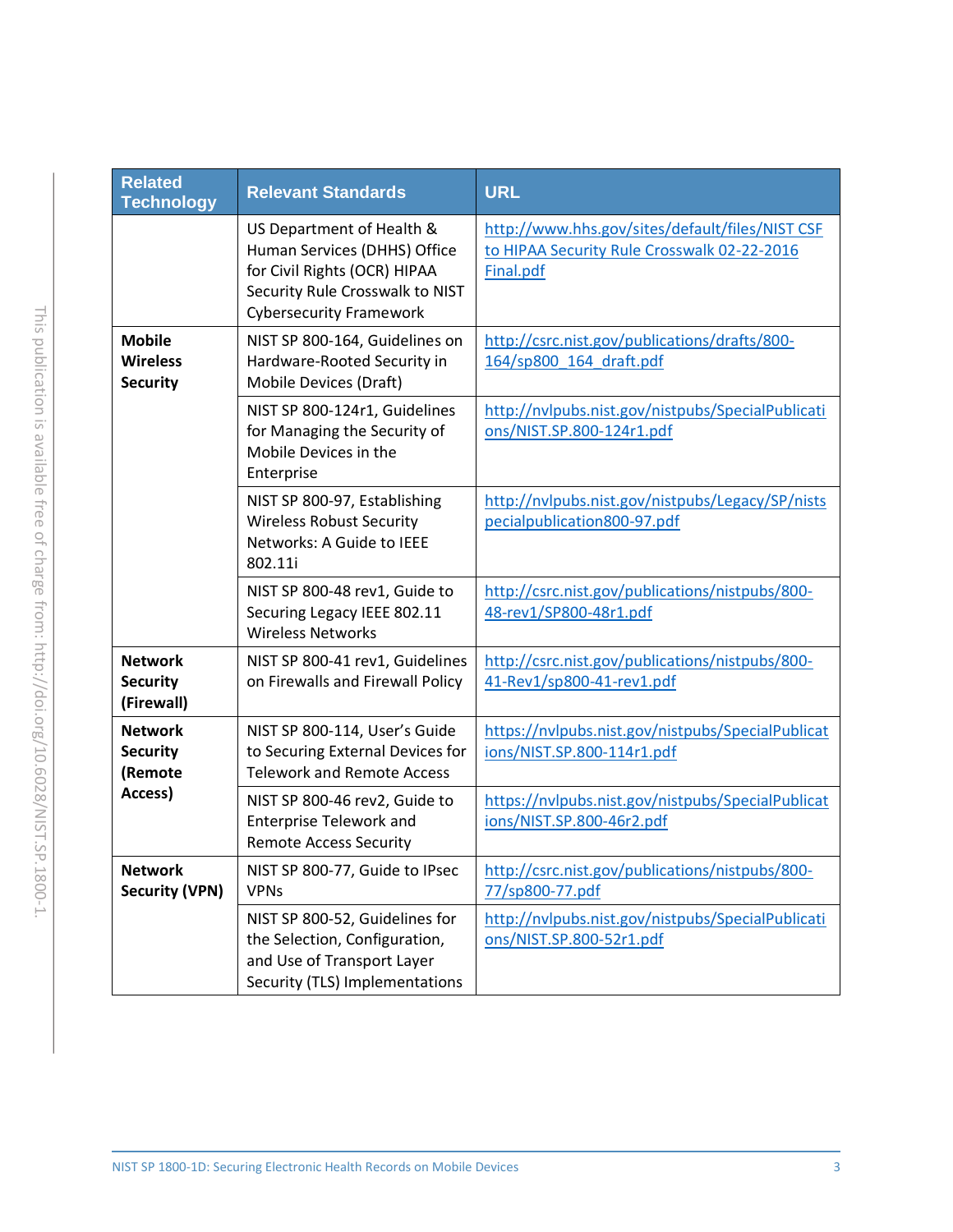| Related Technology | Relevant Standards | URL |
|---|---|---|
| | US Department of Health & Human Services (DHHS) Office for Civil Rights (OCR) HIPAA Security Rule Crosswalk to NIST Cybersecurity Framework | http://www.hhs.gov/sites/default/files/NIST CSF to HIPAA Security Rule Crosswalk 02-22-2016 Final.pdf |
| **Mobile Wireless Security** | NIST SP 800-164, Guidelines on Hardware-Rooted Security in Mobile Devices (Draft) | http://csrc.nist.gov/publications/drafts/800-164/sp800_164_draft.pdf |
| | NIST SP 800-124r1, Guidelines for Managing the Security of Mobile Devices in the Enterprise | http://nvlpubs.nist.gov/nistpubs/SpecialPublications/NIST.SP.800-124r1.pdf |
| | NIST SP 800-97, Establishing Wireless Robust Security Networks: A Guide to IEEE 802.11i | http://nvlpubs.nist.gov/nistpubs/Legacy/SP/nistspecialpublication800-97.pdf |
| | NIST SP 800-48 rev1, Guide to Securing Legacy IEEE 802.11 Wireless Networks | http://csrc.nist.gov/publications/nistpubs/800-48-rev1/SP800-48r1.pdf |
| **Network Security (Firewall)** | NIST SP 800-41 rev1, Guidelines on Firewalls and Firewall Policy | http://csrc.nist.gov/publications/nistpubs/800-41-Rev1/sp800-41-rev1.pdf |
| **Network Security (Remote Access)** | NIST SP 800-114, User's Guide to Securing External Devices for Telework and Remote Access | https://nvlpubs.nist.gov/nistpubs/SpecialPublications/NIST.SP.800-114r1.pdf |
| | NIST SP 800-46 rev2, Guide to Enterprise Telework and Remote Access Security | https://nvlpubs.nist.gov/nistpubs/SpecialPublications/NIST.SP.800-46r2.pdf |
| **Network Security (VPN)** | NIST SP 800-77, Guide to IPsec VPNs | http://csrc.nist.gov/publications/nistpubs/800-77/sp800-77.pdf |
| | NIST SP 800-52, Guidelines for the Selection, Configuration, and Use of Transport Layer Security (TLS) Implementations | http://nvlpubs.nist.gov/nistpubs/SpecialPublications/NIST.SP.800-52r1.pdf |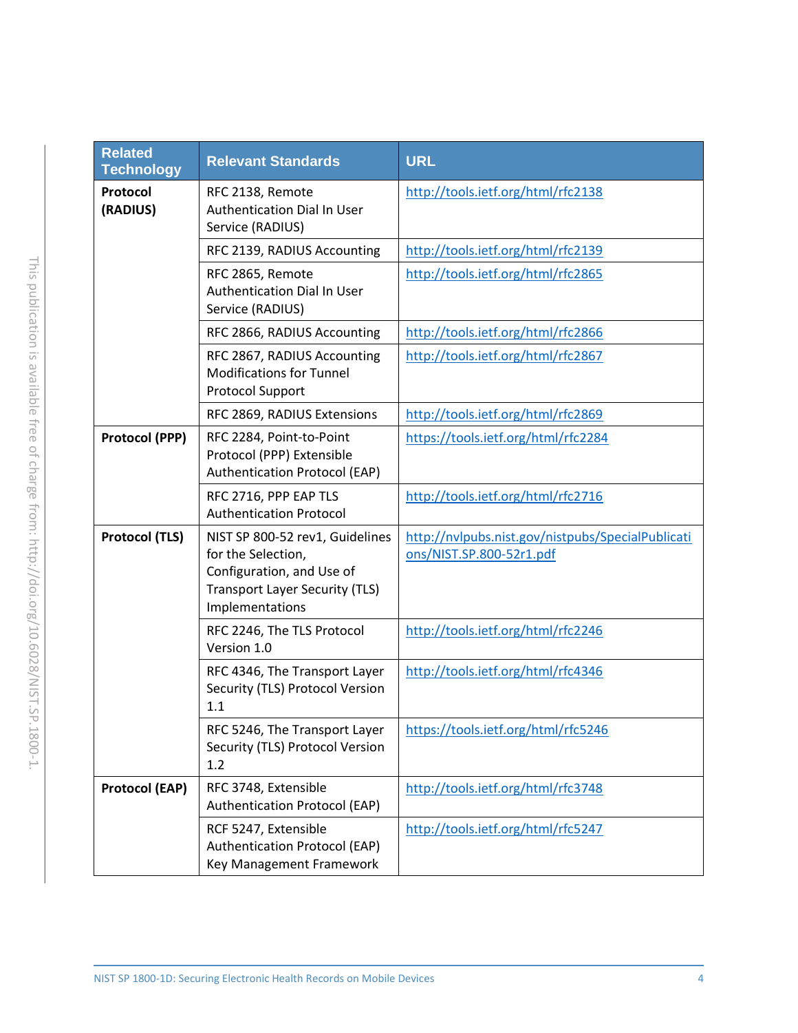| Related Technology | Relevant Standards | URL |
|---|---|---|
| **Protocol (RADIUS)** | RFC 2138, Remote Authentication Dial In User Service (RADIUS) | http://tools.ietf.org/html/rfc2138 |
| | RFC 2139, RADIUS Accounting | http://tools.ietf.org/html/rfc2139 |
| | RFC 2865, Remote Authentication Dial In User Service (RADIUS) | http://tools.ietf.org/html/rfc2865 |
| | RFC 2866, RADIUS Accounting | http://tools.ietf.org/html/rfc2866 |
| | RFC 2867, RADIUS Accounting Modifications for Tunnel Protocol Support | http://tools.ietf.org/html/rfc2867 |
| | RFC 2869, RADIUS Extensions | http://tools.ietf.org/html/rfc2869 |
| **Protocol (PPP)** | RFC 2284, Point-to-Point Protocol (PPP) Extensible Authentication Protocol (EAP) | https://tools.ietf.org/html/rfc2284 |
| | RFC 2716, PPP EAP TLS Authentication Protocol | http://tools.ietf.org/html/rfc2716 |
| **Protocol (TLS)** | NIST SP 800-52 rev1, Guidelines for the Selection, Configuration, and Use of Transport Layer Security (TLS) Implementations | http://nvlpubs.nist.gov/nistpubs/SpecialPublications/NIST.SP.800-52r1.pdf |
| | RFC 2246, The TLS Protocol Version 1.0 | http://tools.ietf.org/html/rfc2246 |
| | RFC 4346, The Transport Layer Security (TLS) Protocol Version 1.1 | http://tools.ietf.org/html/rfc4346 |
| | RFC 5246, The Transport Layer Security (TLS) Protocol Version 1.2 | https://tools.ietf.org/html/rfc5246 |
| **Protocol (EAP)** | RFC 3748, Extensible Authentication Protocol (EAP) | http://tools.ietf.org/html/rfc3748 |
| | RCF 5247, Extensible Authentication Protocol (EAP) Key Management Framework | http://tools.ietf.org/html/rfc5247 |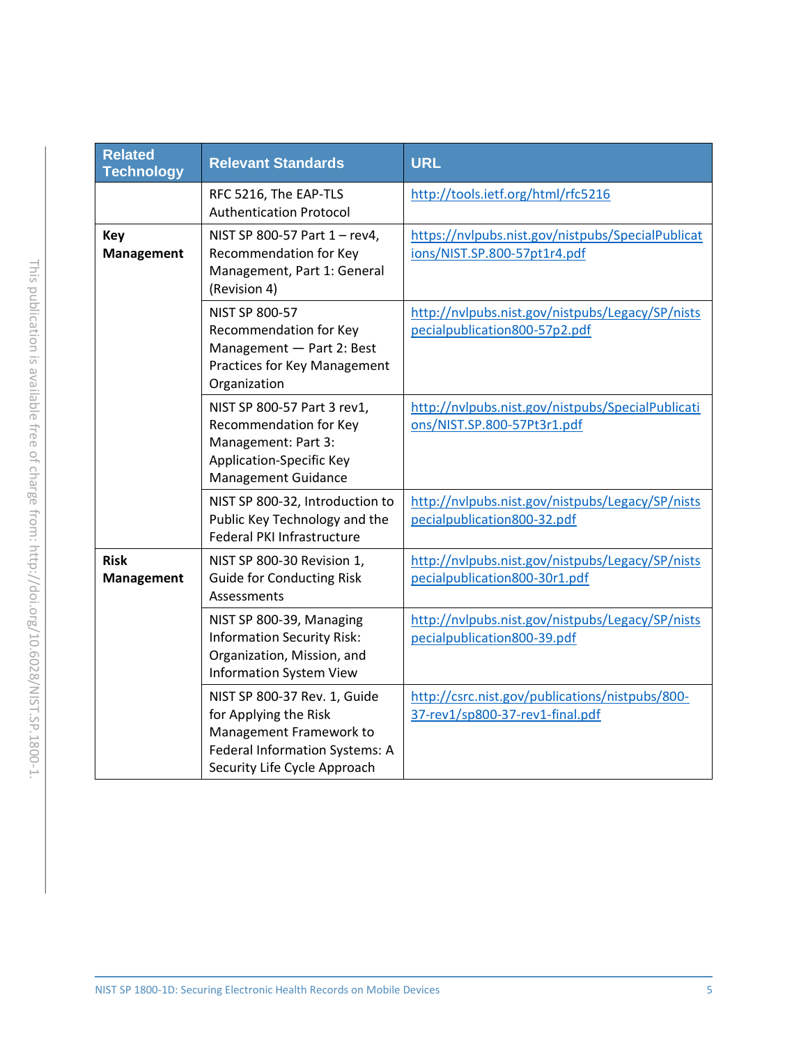| Related Technology | Relevant Standards | URL |
|---|---|---|
| | RFC 5216, The EAP-TLS Authentication Protocol | http://tools.ietf.org/html/rfc5216 |
| **Key Management** | NIST SP 800-57 Part 1 – rev4, Recommendation for Key Management, Part 1: General (Revision 4) | https://nvlpubs.nist.gov/nistpubs/SpecialPublications/NIST.SP.800-57pt1r4.pdf |
| | NIST SP 800-57 Recommendation for Key Management — Part 2: Best Practices for Key Management Organization | http://nvlpubs.nist.gov/nistpubs/Legacy/SP/nistspecialpublication800-57p2.pdf |
| | NIST SP 800-57 Part 3 rev1, Recommendation for Key Management: Part 3: Application-Specific Key Management Guidance | http://nvlpubs.nist.gov/nistpubs/SpecialPublications/NIST.SP.800-57Pt3r1.pdf |
| | NIST SP 800-32, Introduction to Public Key Technology and the Federal PKI Infrastructure | http://nvlpubs.nist.gov/nistpubs/Legacy/SP/nistspecialpublication800-32.pdf |
| **Risk Management** | NIST SP 800-30 Revision 1, Guide for Conducting Risk Assessments | http://nvlpubs.nist.gov/nistpubs/Legacy/SP/nistspecialpublication800-30r1.pdf |
| | NIST SP 800-39, Managing Information Security Risk: Organization, Mission, and Information System View | http://nvlpubs.nist.gov/nistpubs/Legacy/SP/nistspecialpublication800-39.pdf |
| | NIST SP 800-37 Rev. 1, Guide for Applying the Risk Management Framework to Federal Information Systems: A Security Life Cycle Approach | http://csrc.nist.gov/publications/nistpubs/800-37-rev1/sp800-37-rev1-final.pdf |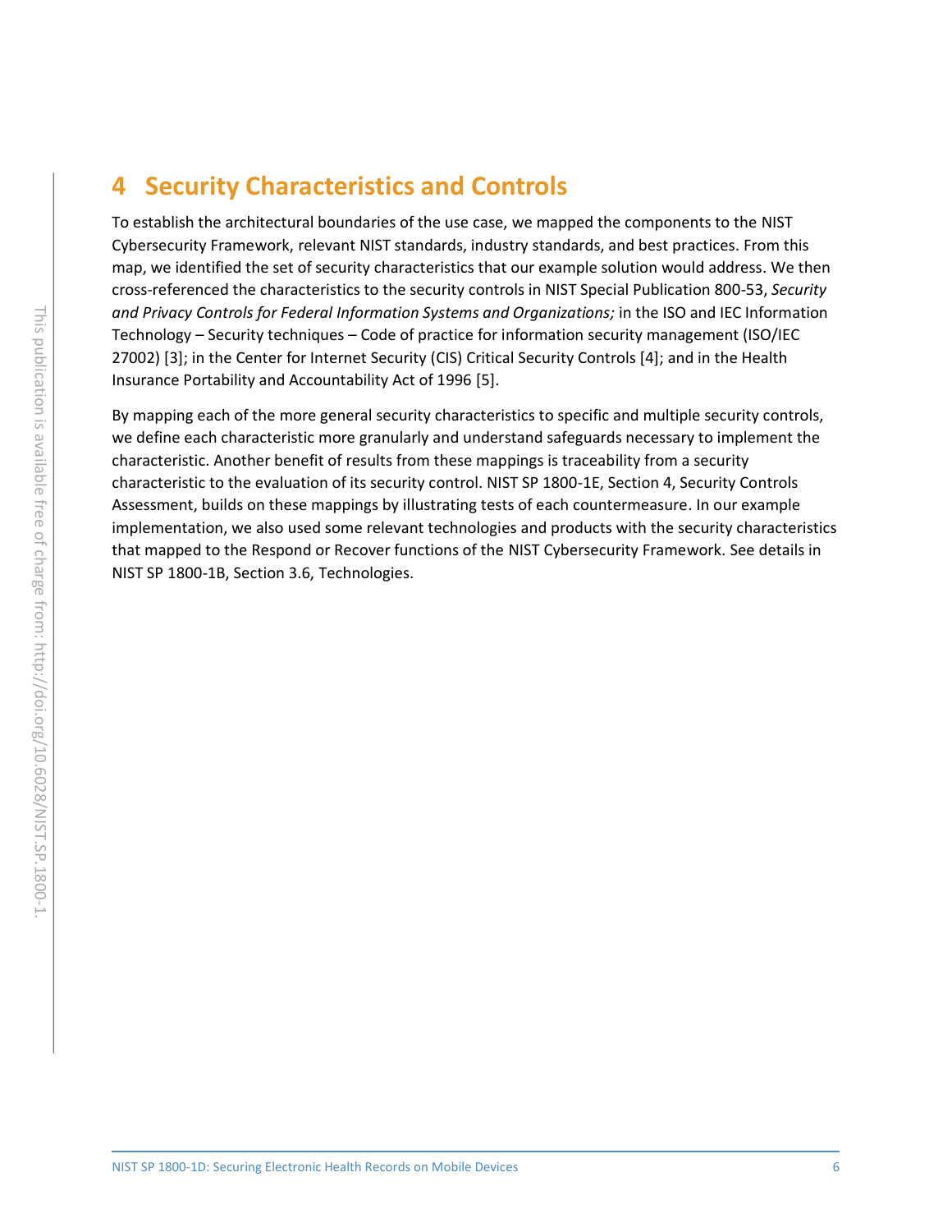# 4 Security Characteristics and Controls

To establish the architectural boundaries of the use case, we mapped the components to the NIST Cybersecurity Framework, relevant NIST standards, industry standards, and best practices. From this map, we identified the set of security characteristics that our example solution would address. We then cross-referenced the characteristics to the security controls in NIST Special Publication 800-53, *Security and Privacy Controls for Federal Information Systems and Organizations;* in the ISO and IEC Information Technology – Security techniques – Code of practice for information security management (ISO/IEC 27002) [3]; in the Center for Internet Security (CIS) Critical Security Controls [4]; and in the Health Insurance Portability and Accountability Act of 1996 [5].

By mapping each of the more general security characteristics to specific and multiple security controls, we define each characteristic more granularly and understand safeguards necessary to implement the characteristic. Another benefit of results from these mappings is traceability from a security characteristic to the evaluation of its security control. NIST SP 1800-1E, Section 4, Security Controls Assessment, builds on these mappings by illustrating tests of each countermeasure. In our example implementation, we also used some relevant technologies and products with the security characteristics that mapped to the Respond or Recover functions of the NIST Cybersecurity Framework. See details in NIST SP 1800-1B, Section 3.6, Technologies.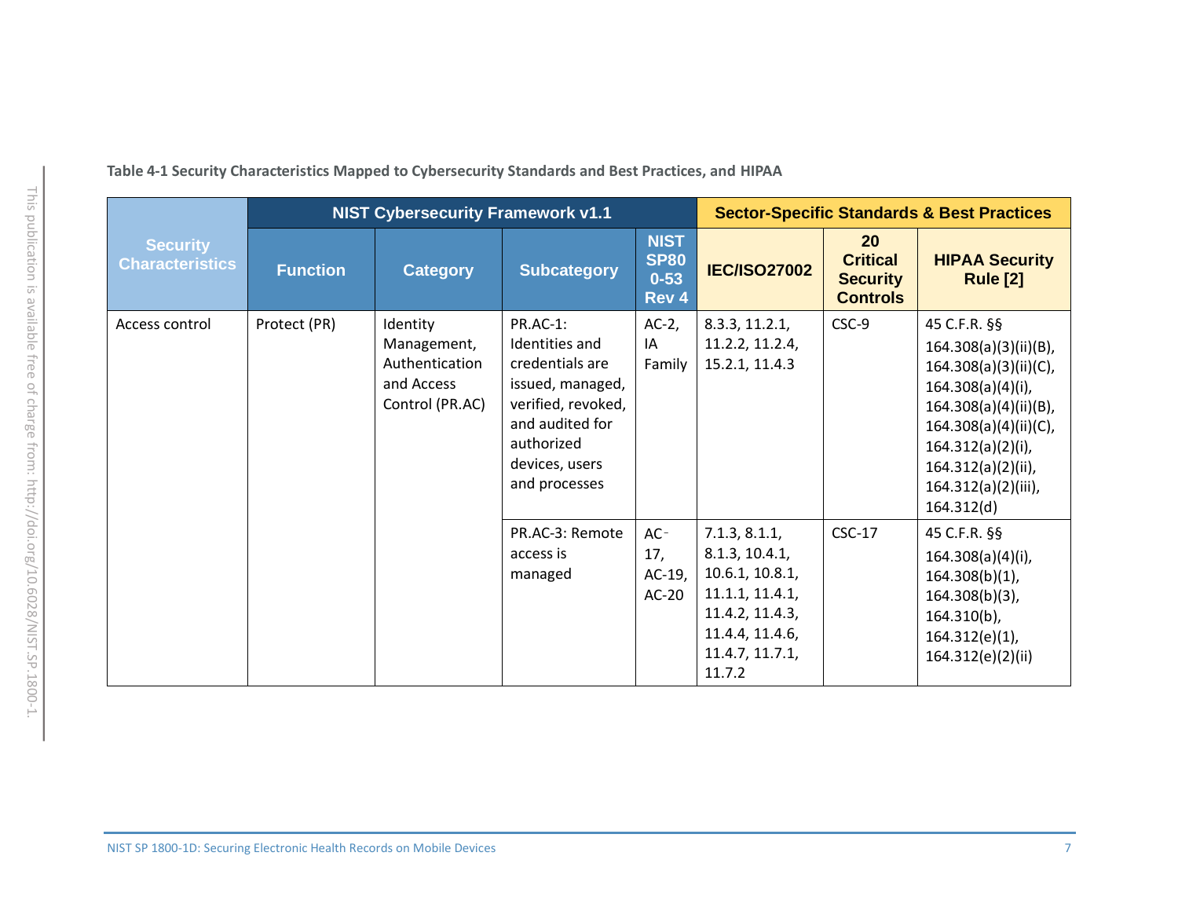**Table 4-1 Security Characteristics Mapped to Cybersecurity Standards and Best Practices, and HIPAA**

| Security Characteristics | NIST Cybersecurity Framework v1.1 | | | | Sector-Specific Standards & Best Practices | | |
|---|---|---|---|---|---|---|---|
| | Function | Category | Subcategory | NIST SP800-53 Rev 4 | IEC/ISO27002 | 20 Critical Security Controls | HIPAA Security Rule [2] |
| Access control | Protect (PR) | Identity Management, Authentication and Access Control (PR.AC) | PR.AC-1: Identities and credentials are issued, managed, verified, revoked, and audited for authorized devices, users and processes | AC-2, IA Family | 8.3.3, 11.2.1, 11.2.2, 11.2.4, 15.2.1, 11.4.3 | CSC-9 | 45 C.F.R. §§ 164.308(a)(3)(ii)(B), 164.308(a)(3)(ii)(C), 164.308(a)(4)(i), 164.308(a)(4)(ii)(B), 164.308(a)(4)(ii)(C), 164.312(a)(2)(i), 164.312(a)(2)(ii), 164.312(a)(2)(iii), 164.312(d) |
| | | | PR.AC-3: Remote access is managed | AC-17, AC-19, AC-20 | 7.1.3, 8.1.1, 8.1.3, 10.4.1, 10.6.1, 10.8.1, 11.1.1, 11.4.1, 11.4.2, 11.4.3, 11.4.4, 11.4.6, 11.4.7, 11.7.1, 11.7.2 | CSC-17 | 45 C.F.R. §§ 164.308(4)(i), 164.308(b)(1), 164.308(b)(3), 164.310(b), 164.312(e)(1), 164.312(e)(2)(ii) |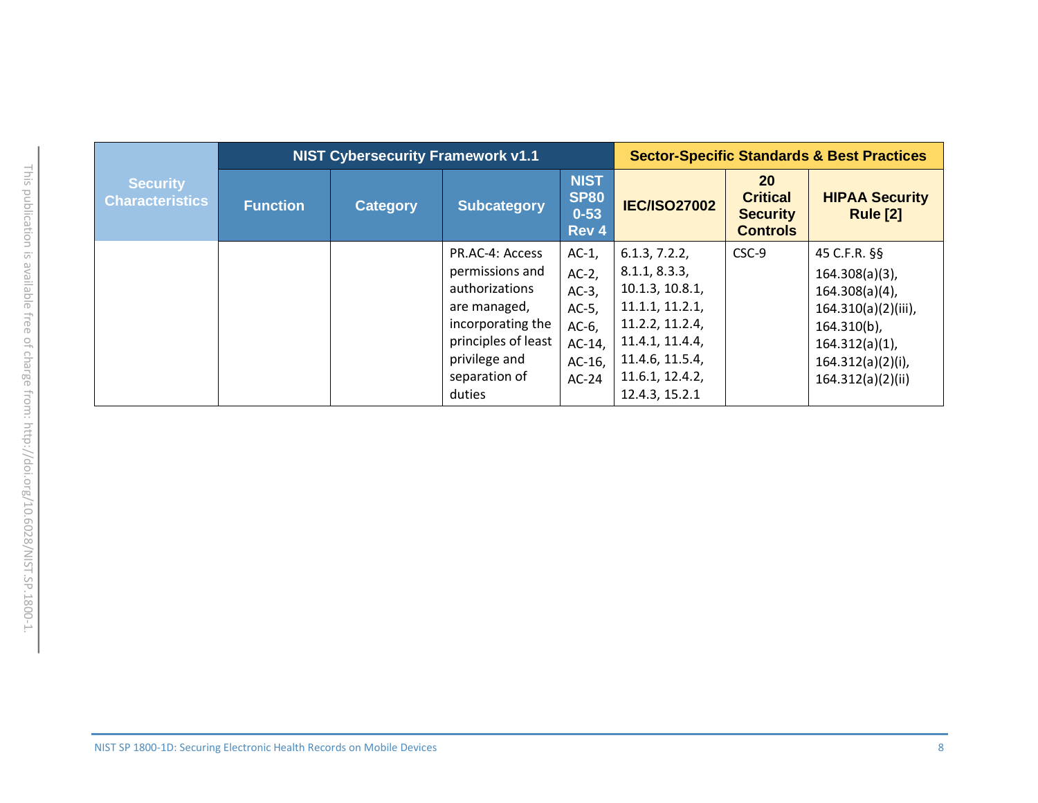| Security Characteristics | NIST Cybersecurity Framework v1.1 | | | | Sector-Specific Standards & Best Practices | | |
|---|---|---|---|---|---|---|---|
| | Function | Category | Subcategory | NIST SP800-53 Rev 4 | IEC/ISO27002 | 20 Critical Security Controls | HIPAA Security Rule [2] |
| | | | PR.AC-4: Access permissions and authorizations are managed, incorporating the principles of least privilege and separation of duties | AC-1, AC-2, AC-3, AC-5, AC-6, AC-14, AC-16, AC-24 | 6.1.3, 7.2.2, 8.1.1, 8.3.3, 10.1.3, 10.8.1, 11.1.1, 11.2.1, 11.2.2, 11.2.4, 11.4.1, 11.4.4, 11.4.6, 11.5.4, 11.6.1, 12.4.2, 12.4.3, 15.2.1 | CSC-9 | 45 C.F.R. §§ 164.308(a)(3), 164.308(a)(4), 164.310(a)(2)(iii), 164.310(b), 164.312(a)(1), 164.312(a)(2)(i), 164.312(a)(2)(ii) |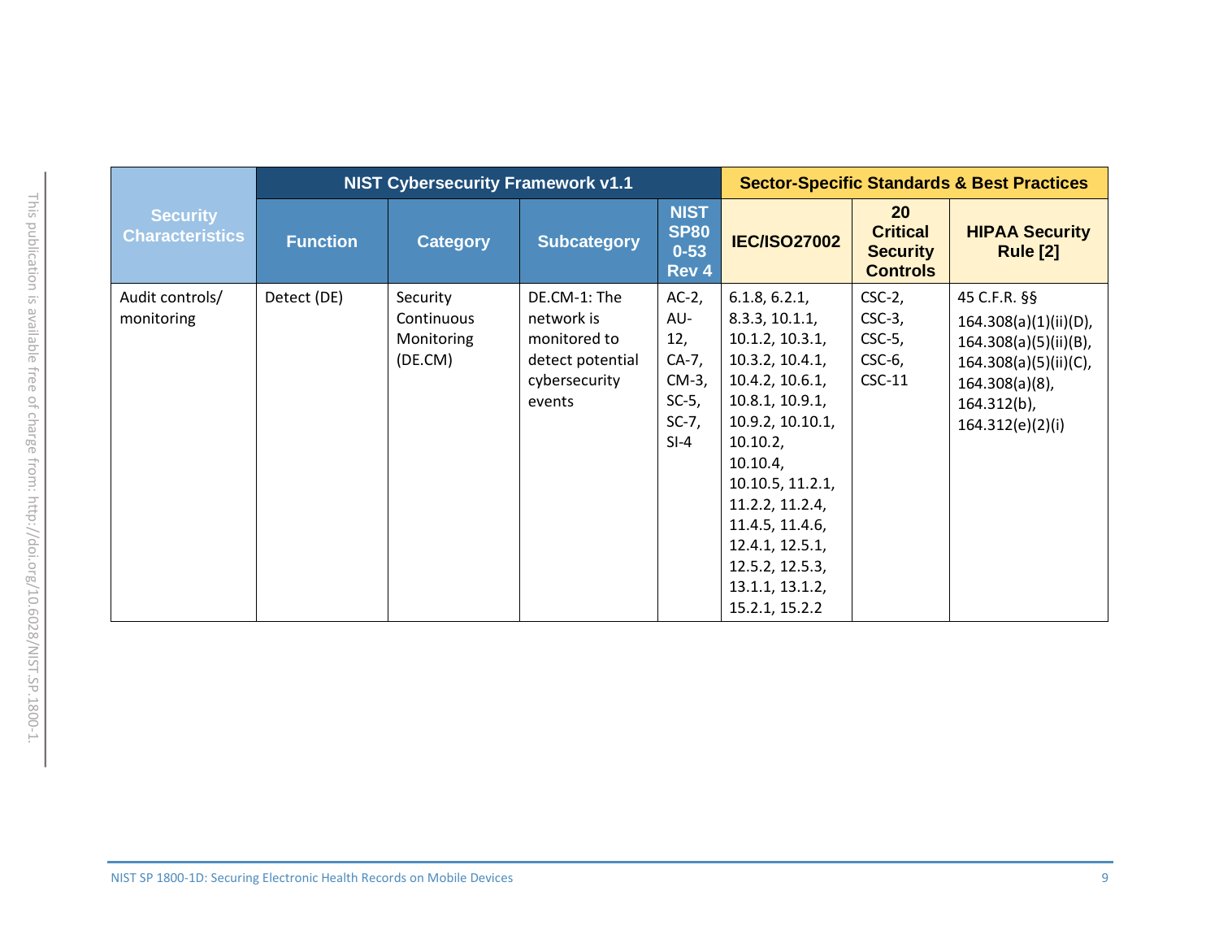| Security Characteristics | NIST Cybersecurity Framework v1.1 | | | | Sector-Specific Standards & Best Practices | | |
|---|---|---|---|---|---|---|---|
| | Function | Category | Subcategory | NIST SP800-53 Rev 4 | IEC/ISO27002 | 20 Critical Security Controls | HIPAA Security Rule [2] |
| Audit controls/ monitoring | Detect (DE) | Security Continuous Monitoring (DE.CM) | DE.CM-1: The network is monitored to detect potential cybersecurity events | AC-2, AU-12, CA-7, CM-3, SC-5, SC-7, SI-4 | 6.1.8, 6.2.1, 8.3.3, 10.1.1, 10.1.2, 10.3.1, 10.3.2, 10.4.1, 10.4.2, 10.6.1, 10.8.1, 10.9.1, 10.9.2, 10.10.1, 10.10.2, 10.10.4, 10.10.5, 11.2.1, 11.2.2, 11.2.4, 11.4.5, 11.4.6, 12.4.1, 12.5.1, 12.5.2, 12.5.3, 13.1.1, 13.1.2, 15.2.1, 15.2.2 | CSC-2, CSC-3, CSC-5, CSC-6, CSC-11 | 45 C.F.R. §§ 164.308(a)(1)(ii)(D), 164.308(a)(5)(ii)(B), 164.308(a)(5)(ii)(C), 164.308(a)(8), 164.312(b), 164.312(e)(2)(i) |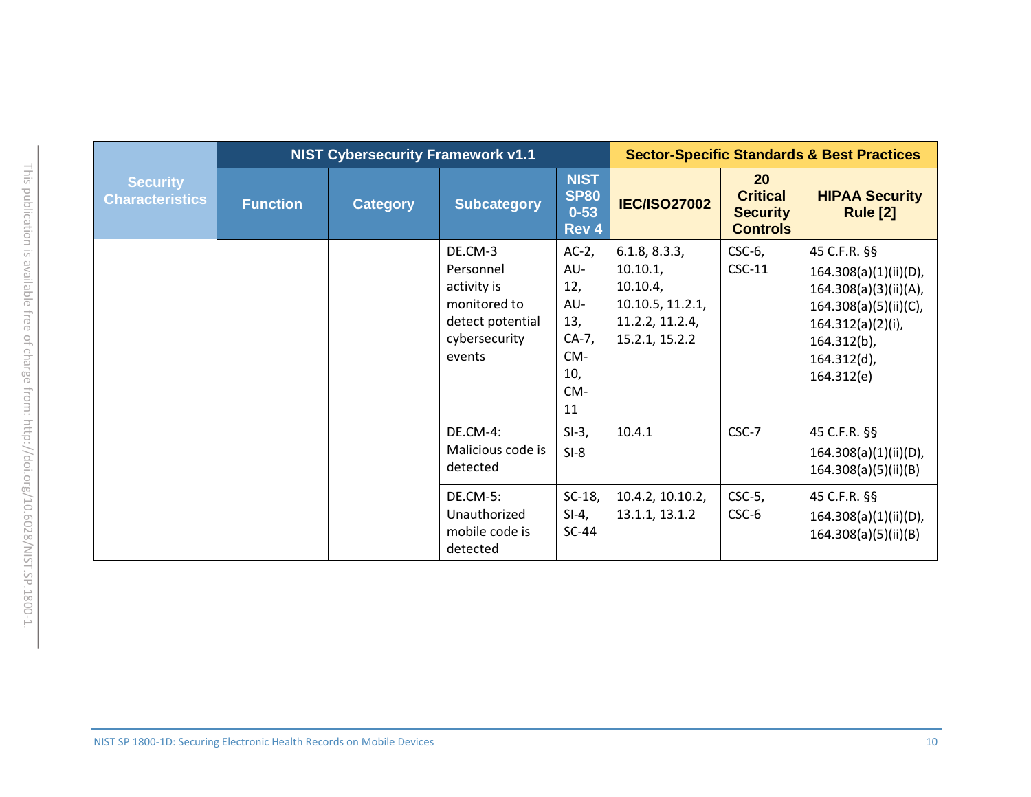| Security Characteristics | NIST Cybersecurity Framework v1.1 | | | | Sector-Specific Standards & Best Practices | | |
|---|---|---|---|---|---|---|---|
| | Function | Category | Subcategory | NIST SP800-53 Rev 4 | IEC/ISO27002 | 20 Critical Security Controls | HIPAA Security Rule [2] |
| | | | DE.CM-3 Personnel activity is monitored to detect potential cybersecurity events | AC-2, AU-12, AU-13, CA-7, CM-10, CM-11 | 6.1.8, 8.3.3, 10.10.1, 10.10.4, 10.10.5, 11.2.1, 11.2.2, 11.2.4, 15.2.1, 15.2.2 | CSC-6, CSC-11 | 45 C.F.R. §§ 164.308(a)(1)(ii)(D), 164.308(a)(3)(ii)(A), 164.308(a)(5)(ii)(C), 164.312(a)(2)(i), 164.312(b), 164.312(d), 164.312(e) |
| | | | DE.CM-4: Malicious code is detected | SI-3, SI-8 | 10.4.1 | CSC-7 | 45 C.F.R. §§ 164.308(a)(1)(ii)(D), 164.308(a)(5)(ii)(B) |
| | | | DE.CM-5: Unauthorized mobile code is detected | SC-18, SI-4, SC-44 | 10.4.2, 10.10.2, 13.1.1, 13.1.2 | CSC-5, CSC-6 | 45 C.F.R. §§ 164.308(a)(1)(ii)(D), 164.308(a)(5)(ii)(B) |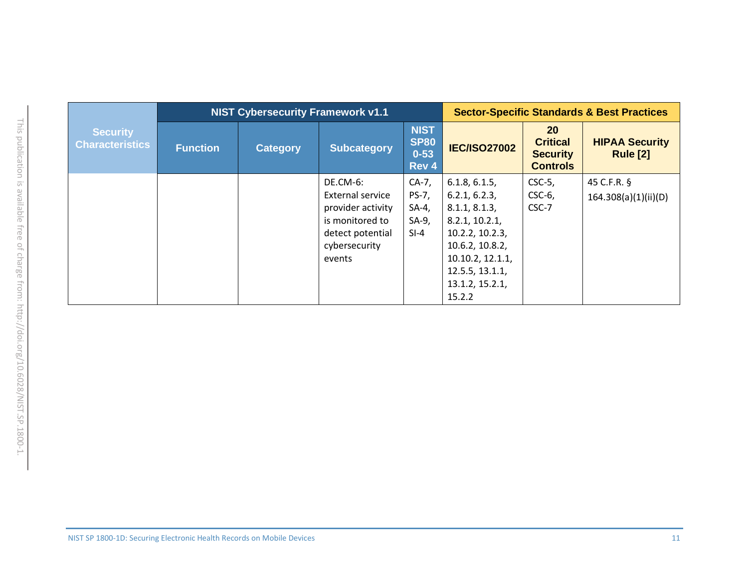| Security Characteristics | NIST Cybersecurity Framework v1.1 | | | | Sector-Specific Standards & Best Practices | | |
|---|---|---|---|---|---|---|---|
| | Function | Category | Subcategory | NIST SP800-53 Rev 4 | IEC/ISO27002 | 20 Critical Security Controls | HIPAA Security Rule [2] |
| | | | DE.CM-6: External service provider activity is monitored to detect potential cybersecurity events | CA-7, PS-7, SA-4, SA-9, SI-4 | 6.1.8, 6.1.5, 6.2.1, 6.2.3, 8.1.1, 8.1.3, 8.2.1, 10.2.1, 10.2.2, 10.2.3, 10.6.2, 10.8.2, 10.10.2, 12.1.1, 12.5.5, 13.1.1, 13.1.2, 15.2.1, 15.2.2 | CSC-5, CSC-6, CSC-7 | 45 C.F.R. § 164.308(a)(1)(ii)(D) |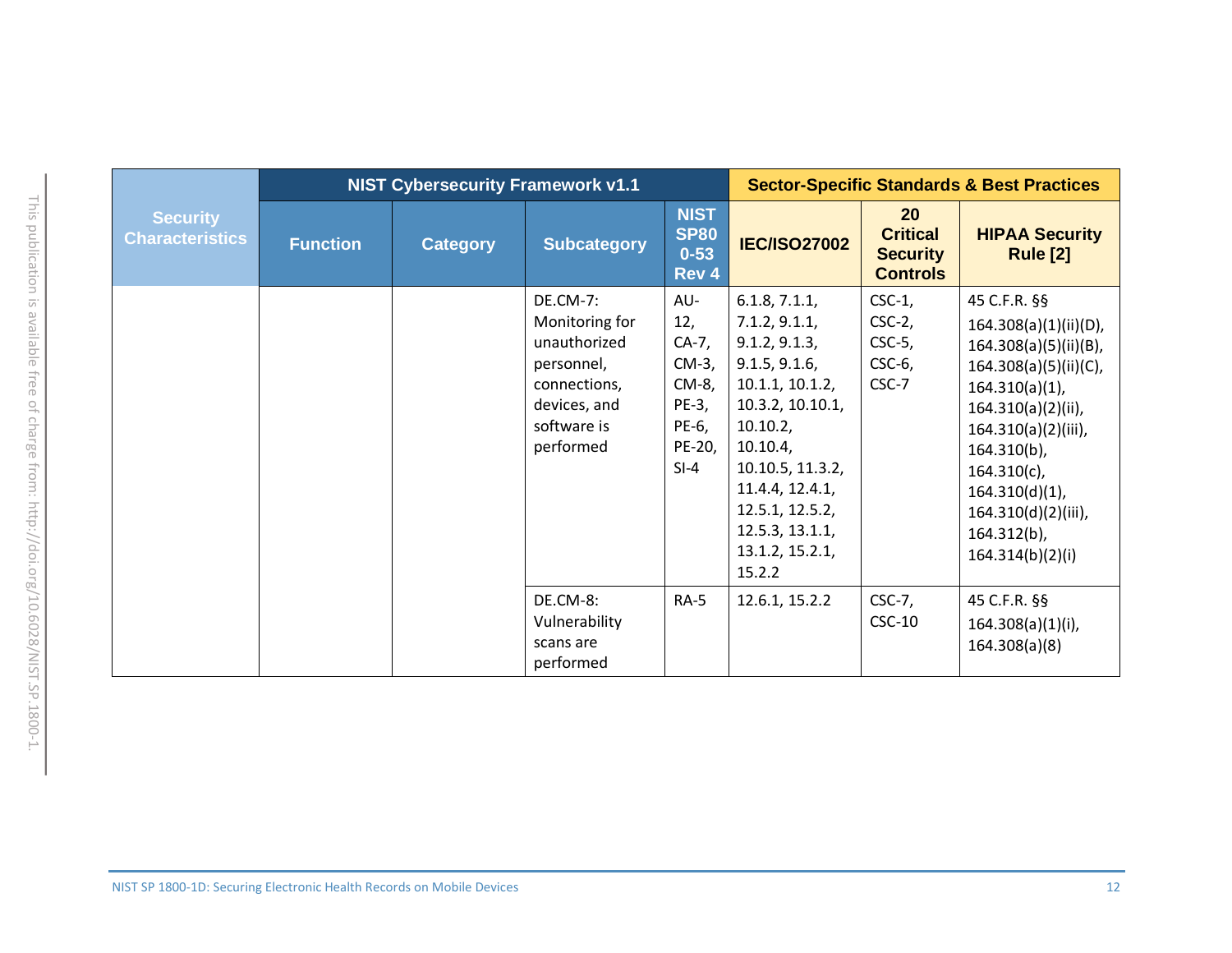| Security Characteristics | NIST Cybersecurity Framework v1.1 | | | | Sector-Specific Standards & Best Practices | | |
|---|---|---|---|---|---|---|---|
| | Function | Category | Subcategory | NIST SP800-53 Rev 4 | IEC/ISO27002 | 20 Critical Security Controls | HIPAA Security Rule [2] |
| | | | DE.CM-7: Monitoring for unauthorized personnel, connections, devices, and software is performed | AU-12, CA-7, CM-3, CM-8, PE-3, PE-6, PE-20, SI-4 | 6.1.8, 7.1.1, 7.1.2, 9.1.1, 9.1.2, 9.1.3, 9.1.5, 9.1.6, 10.1.1, 10.1.2, 10.3.2, 10.10.1, 10.10.2, 10.10.4, 10.10.5, 11.3.2, 11.4.4, 12.4.1, 12.5.1, 12.5.2, 12.5.3, 13.1.1, 13.1.2, 15.2.1, 15.2.2 | CSC-1, CSC-2, CSC-5, CSC-6, CSC-7 | 45 C.F.R. §§ 164.308(a)(1)(ii)(D), 164.308(a)(5)(ii)(B), 164.308(a)(5)(ii)(C), 164.310(a)(1), 164.310(a)(2)(ii), 164.310(a)(2)(iii), 164.310(b), 164.310(c), 164.310(d)(1), 164.310(d)(2)(iii), 164.312(b), 164.314(b)(2)(i) |
| | | | DE.CM-8: Vulnerability scans are performed | RA-5 | 12.6.1, 15.2.2 | CSC-7, CSC-10 | 45 C.F.R. §§ 164.308(a)(1)(i), 164.308(a)(8) |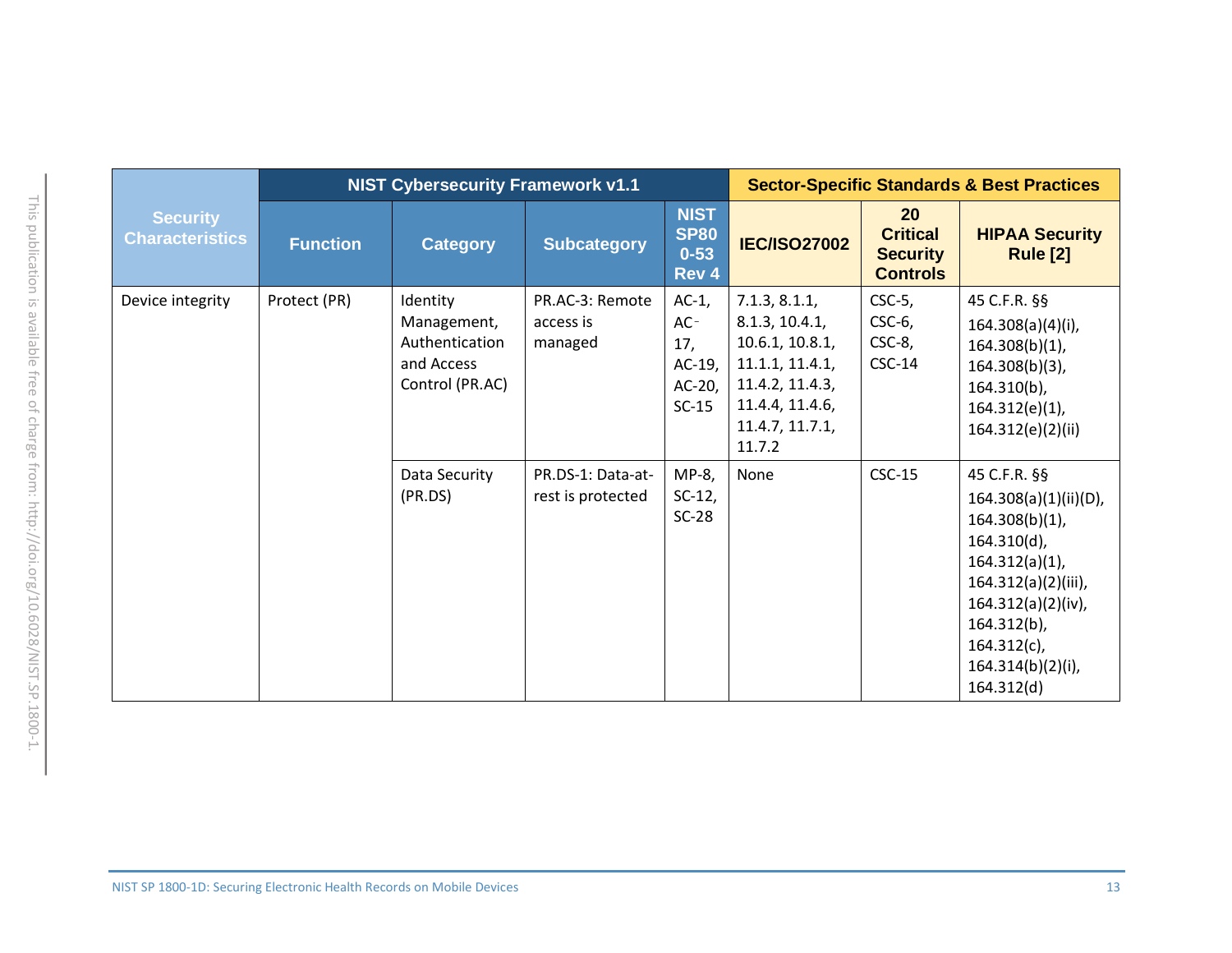| Security Characteristics | NIST Cybersecurity Framework v1.1 | | | | Sector-Specific Standards & Best Practices | | |
|---|---|---|---|---|---|---|---|
| | Function | Category | Subcategory | NIST SP800-53 Rev 4 | IEC/ISO27002 | 20 Critical Security Controls | HIPAA Security Rule [2] |
| Device integrity | Protect (PR) | Identity Management, Authentication and Access Control (PR.AC) | PR.AC-3: Remote access is managed | AC-1, AC-17, AC-19, AC-20, SC-15 | 7.1.3, 8.1.1, 8.1.3, 10.4.1, 10.6.1, 10.8.1, 11.1.1, 11.4.1, 11.4.2, 11.4.3, 11.4.4, 11.4.6, 11.4.7, 11.7.1, 11.7.2 | CSC-5, CSC-6, CSC-8, CSC-14 | 45 C.F.R. §§ 164.308(a)(4)(i), 164.308(b)(1), 164.308(b)(3), 164.310(b), 164.312(e)(1), 164.312(e)(2)(ii) |
| | | Data Security (PR.DS) | PR.DS-1: Data-at-rest is protected | MP-8, SC-12, SC-28 | None | CSC-15 | 45 C.F.R. §§ 164.308(a)(1)(ii)(D), 164.308(b)(1), 164.310(d), 164.312(a)(1), 164.312(a)(2)(iii), 164.312(a)(2)(iv), 164.312(b), 164.312(c), 164.314(b)(2)(i), 164.312(d) |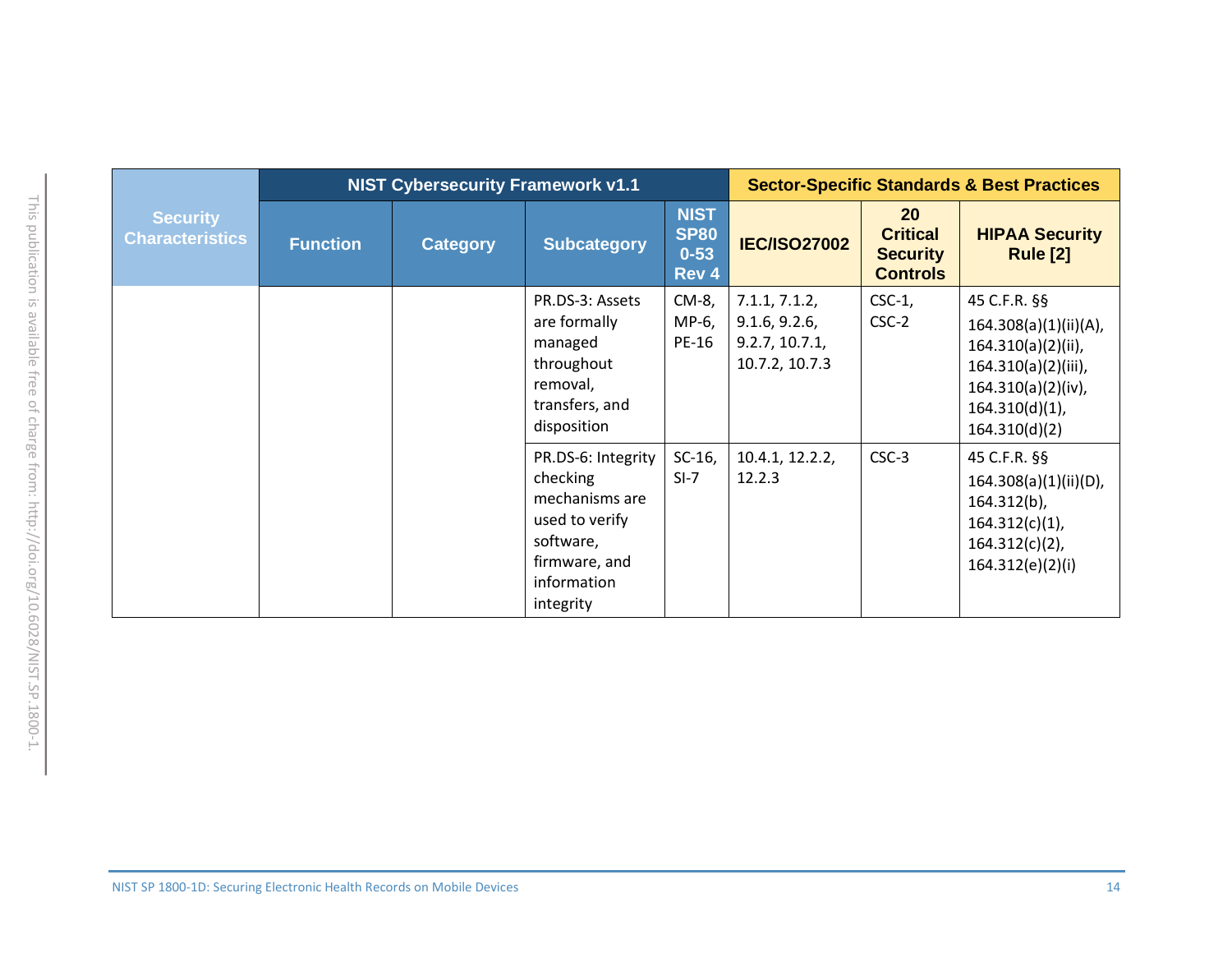| Security Characteristics | NIST Cybersecurity Framework v1.1 | | | | Sector-Specific Standards & Best Practices | | |
|---|---|---|---|---|---|---|---|
| | Function | Category | Subcategory | NIST SP800-53 Rev 4 | IEC/ISO27002 | 20 Critical Security Controls | HIPAA Security Rule [2] |
| | | | PR.DS-3: Assets are formally managed throughout removal, transfers, and disposition | CM-8, MP-6, PE-16 | 7.1.1, 7.1.2, 9.1.6, 9.2.6, 9.2.7, 10.7.1, 10.7.2, 10.7.3 | CSC-1, CSC-2 | 45 C.F.R. §§ 164.308(a)(1)(ii)(A), 164.310(a)(2)(ii), 164.310(a)(2)(iii), 164.310(a)(2)(iv), 164.310(d)(1), 164.310(d)(2) |
| | | | PR.DS-6: Integrity checking mechanisms are used to verify software, firmware, and information integrity | SC-16, SI-7 | 10.4.1, 12.2.2, 12.2.3 | CSC-3 | 45 C.F.R. §§ 164.308(a)(1)(ii)(D), 164.312(b), 164.312(c)(1), 164.312(c)(2), 164.312(e)(2)(i) |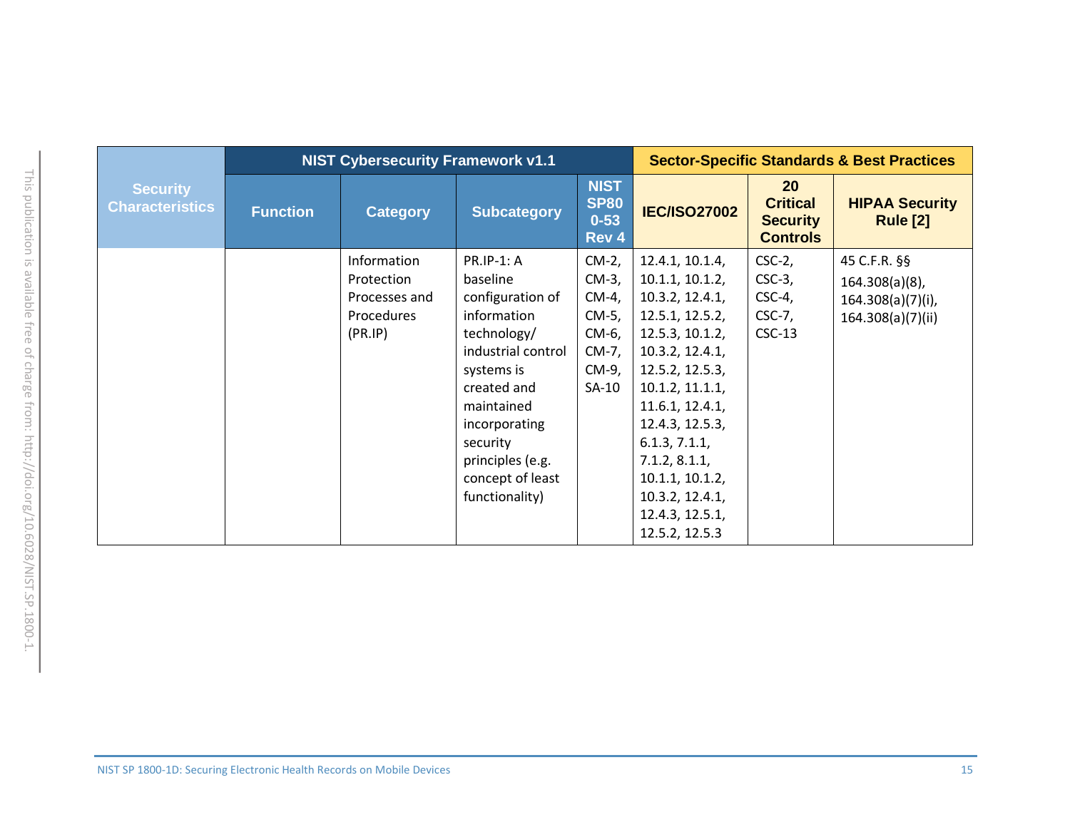| Security Characteristics | NIST Cybersecurity Framework v1.1 | | | | Sector-Specific Standards & Best Practices | | |
|---|---|---|---|---|---|---|---|
| | Function | Category | Subcategory | NIST SP800-53 Rev 4 | IEC/ISO27002 | 20 Critical Security Controls | HIPAA Security Rule [2] |
| | | Information Protection Processes and Procedures (PR.IP) | PR.IP-1: A baseline configuration of information technology/ industrial control systems is created and maintained incorporating security principles (e.g. concept of least functionality) | CM-2, CM-3, CM-4, CM-5, CM-6, CM-7, CM-9, SA-10 | 12.4.1, 10.1.4, 10.1.1, 10.1.2, 10.3.2, 12.4.1, 12.5.1, 12.5.2, 12.5.3, 10.1.2, 10.3.2, 12.4.1, 12.5.2, 12.5.3, 10.1.2, 11.1.1, 11.6.1, 12.4.1, 12.4.3, 12.5.3, 6.1.3, 7.1.1, 7.1.2, 8.1.1, 10.1.1, 10.1.2, 10.3.2, 12.4.1, 12.4.3, 12.5.1, 12.5.2, 12.5.3 | CSC-2, CSC-3, CSC-4, CSC-7, CSC-13 | 45 C.F.R. §§ 164.308(a)(8), 164.308(a)(7)(i), 164.308(a)(7)(ii) |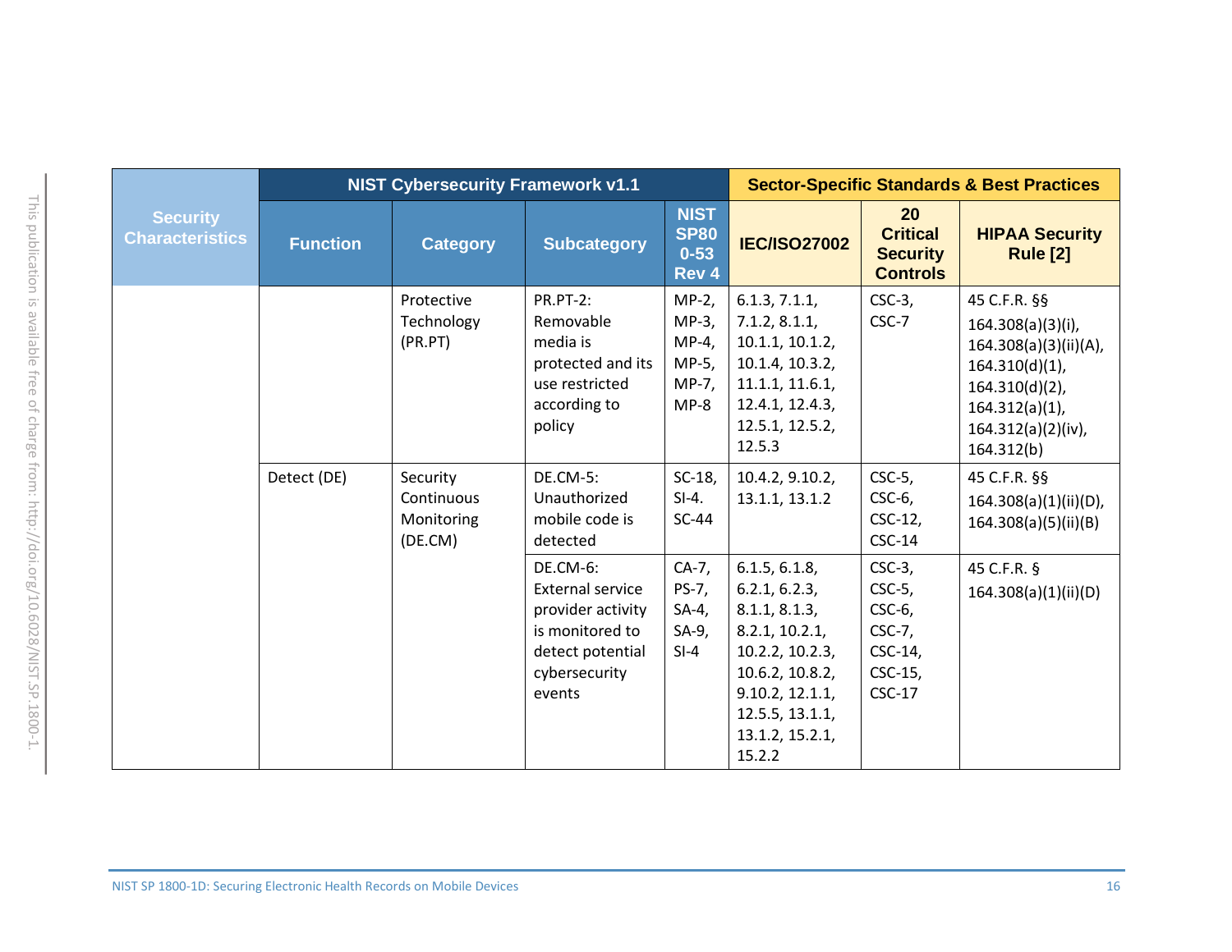| Security Characteristics | NIST Cybersecurity Framework v1.1 | | | | Sector-Specific Standards & Best Practices | | |
|---|---|---|---|---|---|---|---|
| | Function | Category | Subcategory | NIST SP800-53 Rev 4 | IEC/ISO27002 | 20 Critical Security Controls | HIPAA Security Rule [2] |
| | | Protective Technology (PR.PT) | PR.PT-2: Removable media is protected and its use restricted according to policy | MP-2, MP-3, MP-4, MP-5, MP-7, MP-8 | 6.1.3, 7.1.1, 7.1.2, 8.1.1, 10.1.1, 10.1.2, 10.1.4, 10.3.2, 11.1.1, 11.6.1, 12.4.1, 12.4.3, 12.5.1, 12.5.2, 12.5.3 | CSC-3, CSC-7 | 45 C.F.R. §§ 164.308(a)(3)(i), 164.308(a)(3)(ii)(A), 164.310(d)(1), 164.310(d)(2), 164.312(a)(1), 164.312(a)(2)(iv), 164.312(b) |
| | Detect (DE) | Security Continuous Monitoring (DE.CM) | DE.CM-5: Unauthorized mobile code is detected | SC-18, SI-4. SC-44 | 10.4.2, 9.10.2, 13.1.1, 13.1.2 | CSC-5, CSC-6, CSC-12, CSC-14 | 45 C.F.R. §§ 164.308(a)(1)(ii)(D), 164.308(a)(5)(ii)(B) |
| | | | DE.CM-6: External service provider activity is monitored to detect potential cybersecurity events | CA-7, PS-7, SA-4, SA-9, SI-4 | 6.1.5, 6.1.8, 6.2.1, 6.2.3, 8.1.1, 8.1.3, 8.2.1, 10.2.1, 10.2.2, 10.2.3, 10.6.2, 10.8.2, 9.10.2, 12.1.1, 12.5.5, 13.1.1, 13.1.2, 15.2.1, 15.2.2 | CSC-3, CSC-5, CSC-6, CSC-7, CSC-14, CSC-15, CSC-17 | 45 C.F.R. § 164.308(a)(1)(ii)(D) |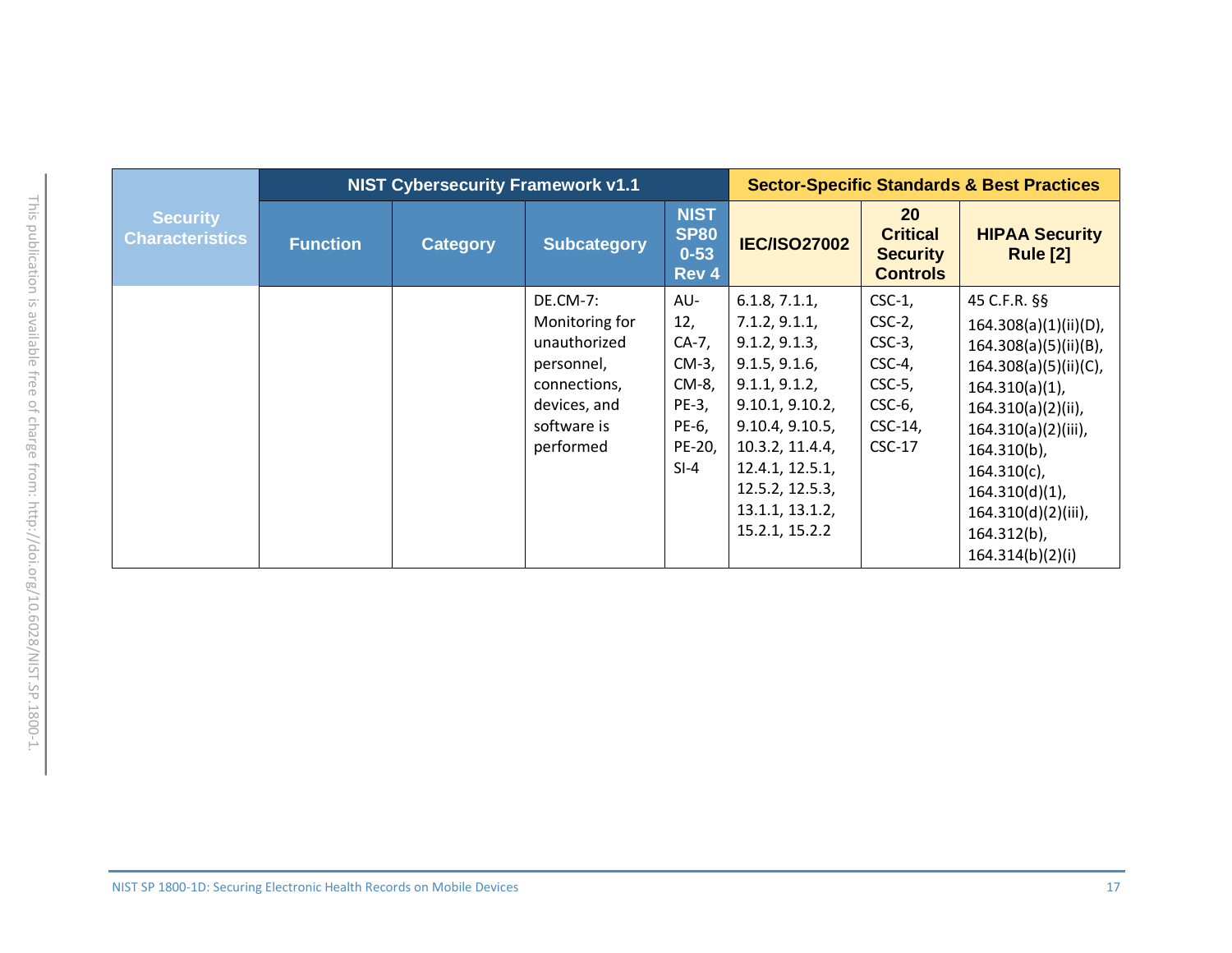| Security Characteristics | NIST Cybersecurity Framework v1.1 | | | | Sector-Specific Standards & Best Practices | | |
|---|---|---|---|---|---|---|---|
| | Function | Category | Subcategory | NIST SP800-53 Rev 4 | IEC/ISO27002 | 20 Critical Security Controls | HIPAA Security Rule [2] |
| | | | DE.CM-7: Monitoring for unauthorized personnel, connections, devices, and software is performed | AU-12, CA-7, CM-3, CM-8, PE-3, PE-6, PE-20, SI-4 | 6.1.8, 7.1.1, 7.1.2, 9.1.1, 9.1.2, 9.1.3, 9.1.5, 9.1.6, 9.1.1, 9.1.2, 9.10.1, 9.10.2, 9.10.4, 9.10.5, 10.3.2, 11.4.4, 12.4.1, 12.5.1, 12.5.2, 12.5.3, 13.1.1, 13.1.2, 15.2.1, 15.2.2 | CSC-1, CSC-2, CSC-3, CSC-4, CSC-5, CSC-6, CSC-14, CSC-17 | 45 C.F.R. §§ 164.308(a)(1)(ii)(D), 164.308(a)(5)(ii)(B), 164.308(a)(5)(ii)(C), 164.310(a)(1), 164.310(a)(2)(ii), 164.310(a)(2)(iii), 164.310(b), 164.310(c), 164.310(d)(1), 164.310(d)(2)(iii), 164.312(b), 164.314(b)(2)(i) |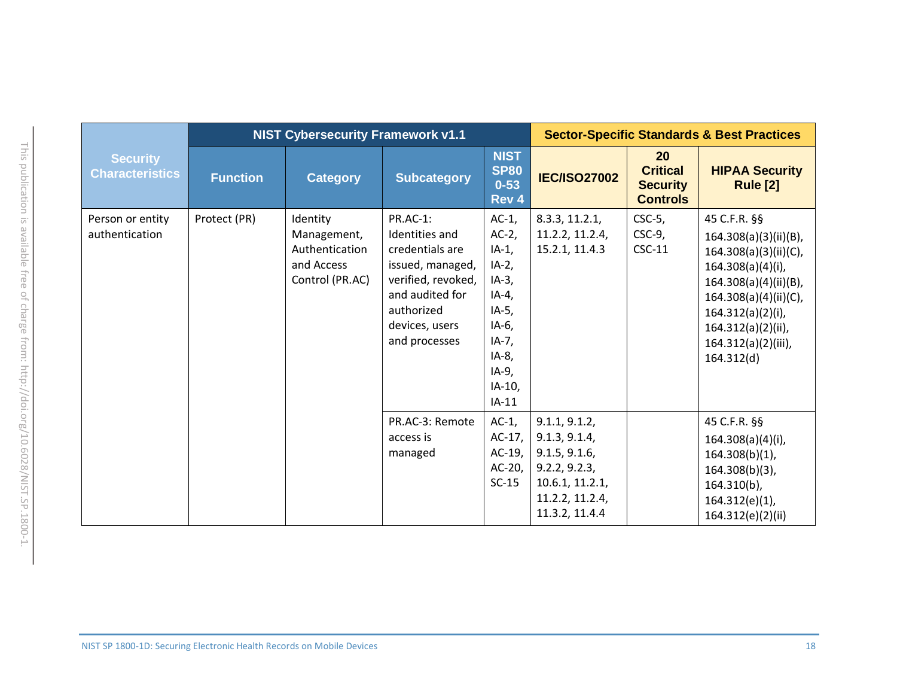| Security Characteristics | NIST Cybersecurity Framework v1.1 | | | | Sector-Specific Standards & Best Practices | | |
|---|---|---|---|---|---|---|---|
| | Function | Category | Subcategory | NIST SP800-53 Rev 4 | IEC/ISO27002 | 20 Critical Security Controls | HIPAA Security Rule [2] |
| Person or entity authentication | Protect (PR) | Identity Management, Authentication and Access Control (PR.AC) | PR.AC-1: Identities and credentials are issued, managed, verified, revoked, and audited for authorized devices, users and processes | AC-1, AC-2, IA-1, IA-2, IA-3, IA-4, IA-5, IA-6, IA-7, IA-8, IA-9, IA-10, IA-11 | 8.3.3, 11.2.1, 11.2.2, 11.2.4, 15.2.1, 11.4.3 | CSC-5, CSC-9, CSC-11 | 45 C.F.R. §§ 164.308(a)(3)(ii)(B), 164.308(a)(3)(ii)(C), 164.308(a)(4)(i), 164.308(a)(4)(ii)(B), 164.308(a)(4)(ii)(C), 164.312(a)(2)(i), 164.312(a)(2)(ii), 164.312(a)(2)(iii), 164.312(d) |
| | | | PR.AC-3: Remote access is managed | AC-1, AC-17, AC-19, AC-20, SC-15 | 9.1.1, 9.1.2, 9.1.3, 9.1.4, 9.1.5, 9.1.6, 9.2.2, 9.2.3, 10.6.1, 11.2.1, 11.2.2, 11.2.4, 11.3.2, 11.4.4 | | 45 C.F.R. §§ 164.308(a)(4)(i), 164.308(b)(1), 164.308(b)(3), 164.310(b), 164.312(e)(1), 164.312(e)(2)(ii) |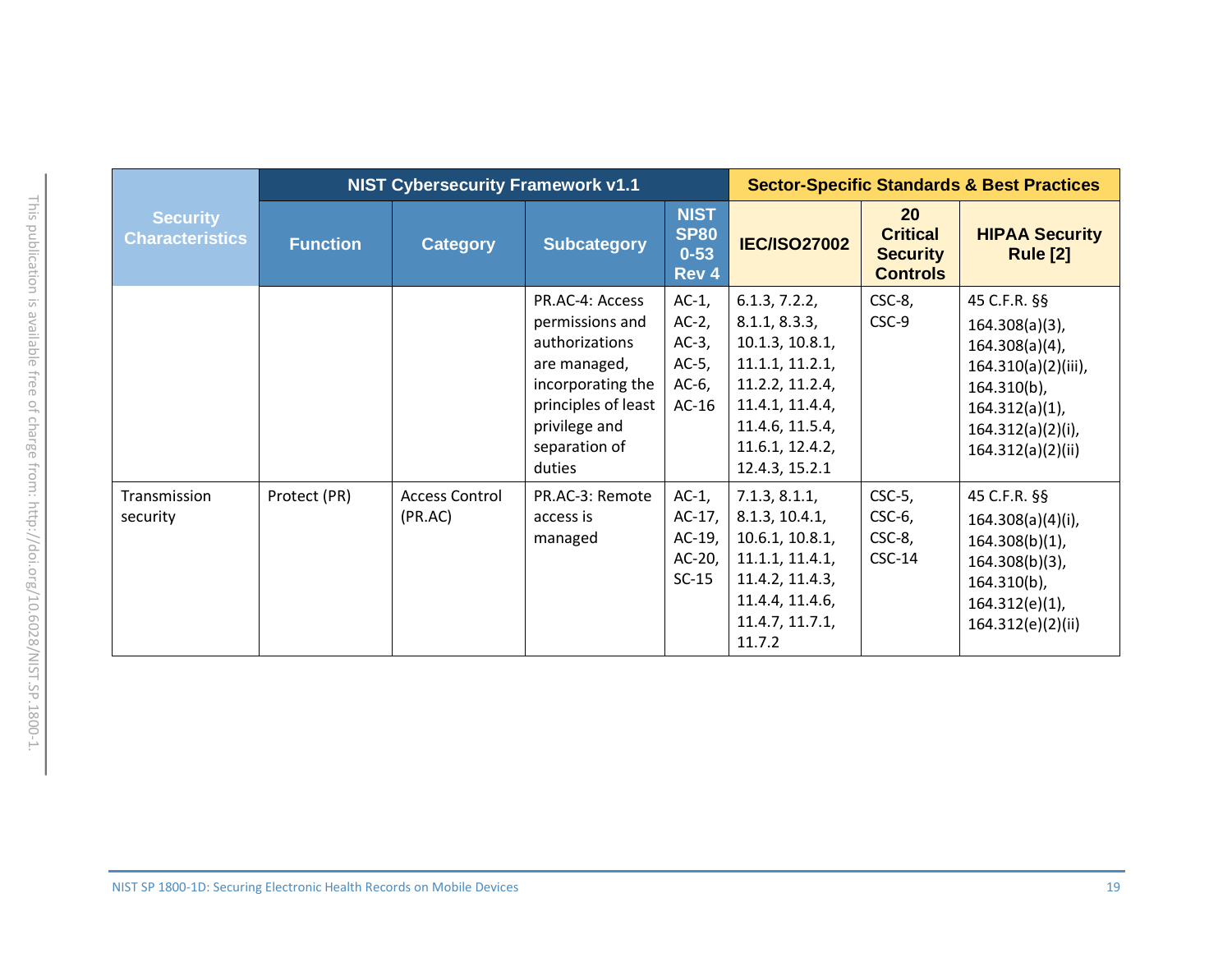| Security Characteristics | NIST Cybersecurity Framework v1.1 | | | | Sector-Specific Standards & Best Practices | | |
|---|---|---|---|---|---|---|---|
| | Function | Category | Subcategory | NIST SP800-53 Rev 4 | IEC/ISO27002 | 20 Critical Security Controls | HIPAA Security Rule [2] |
| | | | PR.AC-4: Access permissions and authorizations are managed, incorporating the principles of least privilege and separation of duties | AC-1, AC-2, AC-3, AC-5, AC-6, AC-16 | 6.1.3, 7.2.2, 8.1.1, 8.3.3, 10.1.3, 10.8.1, 11.1.1, 11.2.1, 11.2.2, 11.2.4, 11.4.1, 11.4.4, 11.4.6, 11.5.4, 11.6.1, 12.4.2, 12.4.3, 15.2.1 | CSC-8, CSC-9 | 45 C.F.R. §§ 164.308(a)(3), 164.308(a)(4), 164.310(a)(2)(iii), 164.310(b), 164.312(a)(1), 164.312(a)(2)(i), 164.312(a)(2)(ii) |
| Transmission security | Protect (PR) | Access Control (PR.AC) | PR.AC-3: Remote access is managed | AC-1, AC-17, AC-19, AC-20, SC-15 | 7.1.3, 8.1.1, 8.1.3, 10.4.1, 10.6.1, 10.8.1, 11.1.1, 11.4.1, 11.4.2, 11.4.3, 11.4.4, 11.4.6, 11.4.7, 11.7.1, 11.7.2 | CSC-5, CSC-6, CSC-8, CSC-14 | 45 C.F.R. §§ 164.308(a)(4)(i), 164.308(b)(1), 164.308(b)(3), 164.310(b), 164.312(e)(1), 164.312(e)(2)(ii) |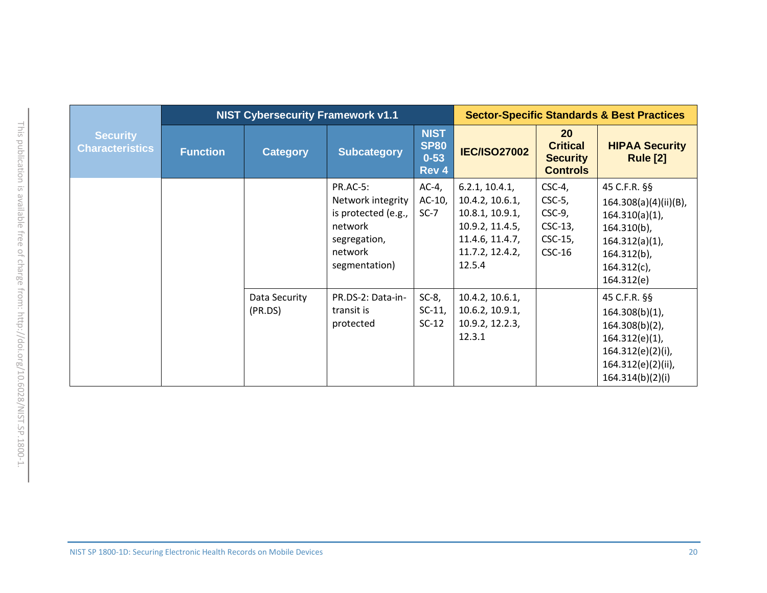| Security Characteristics | NIST Cybersecurity Framework v1.1 | | | | Sector-Specific Standards & Best Practices | | |
|---|---|---|---|---|---|---|---|
| | Function | Category | Subcategory | NIST SP800-53 Rev 4 | IEC/ISO27002 | 20 Critical Security Controls | HIPAA Security Rule [2] |
| | | | PR.AC-5: Network integrity is protected (e.g., network segregation, network segmentation) | AC-4, AC-10, SC-7 | 6.2.1, 10.4.1, 10.4.2, 10.6.1, 10.8.1, 10.9.1, 10.9.2, 11.4.5, 11.4.6, 11.4.7, 11.7.2, 12.4.2, 12.5.4 | CSC-4, CSC-5, CSC-9, CSC-13, CSC-15, CSC-16 | 45 C.F.R. §§ 164.308(a)(4)(ii)(B), 164.310(a)(1), 164.310(b), 164.312(a)(1), 164.312(b), 164.312(c), 164.312(e) |
| | | Data Security (PR.DS) | PR.DS-2: Data-in-transit is protected | SC-8, SC-11, SC-12 | 10.4.2, 10.6.1, 10.6.2, 10.9.1, 10.9.2, 12.2.3, 12.3.1 | | 45 C.F.R. §§ 164.308(b)(1), 164.308(b)(2), 164.312(e)(1), 164.312(e)(2)(i), 164.312(e)(2)(ii), 164.314(b)(2)(i) |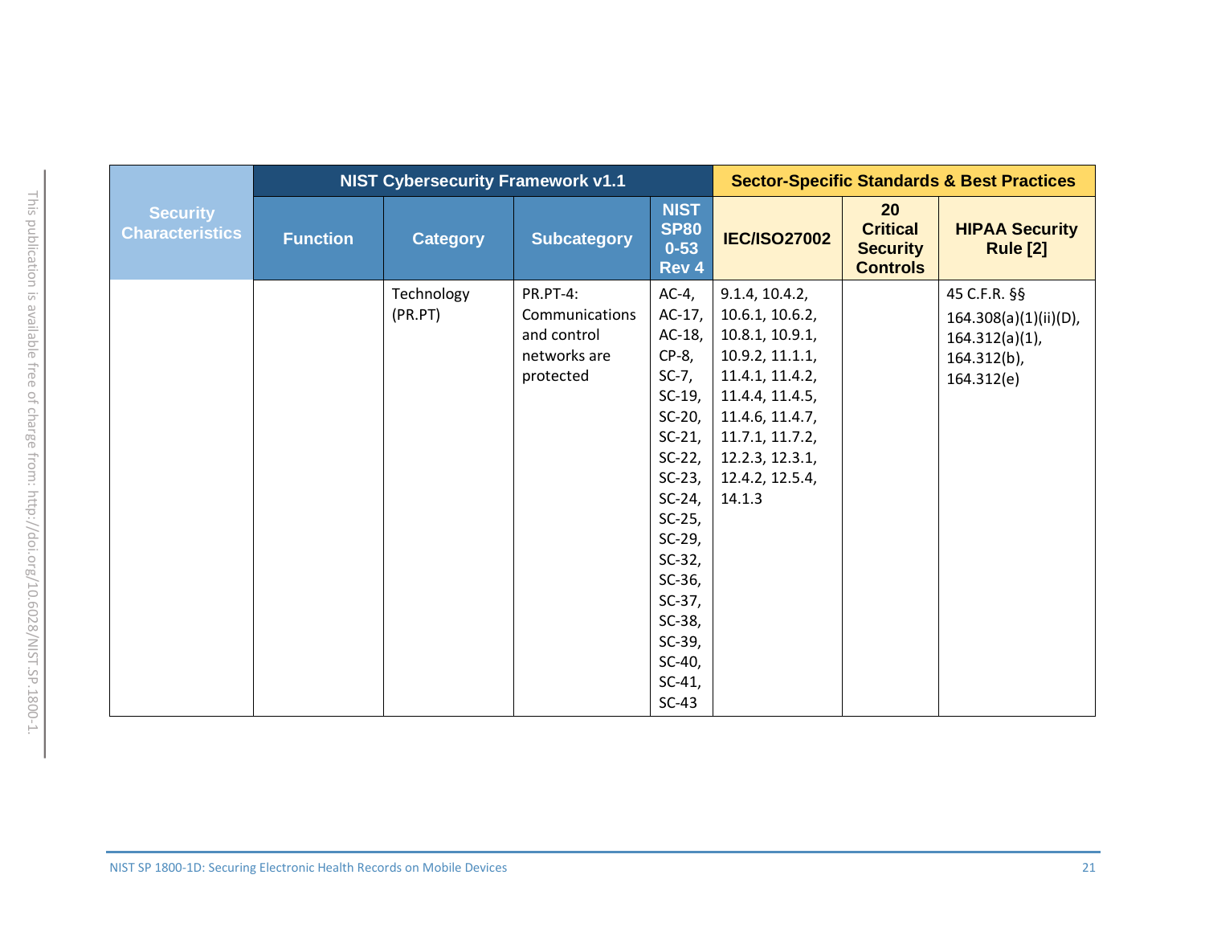| Security Characteristics | NIST Cybersecurity Framework v1.1 | | | | Sector-Specific Standards & Best Practices | | |
|---|---|---|---|---|---|---|---|
| | Function | Category | Subcategory | NIST SP800-53 Rev 4 | IEC/ISO27002 | 20 Critical Security Controls | HIPAA Security Rule [2] |
| | | Technology (PR.PT) | PR.PT-4: Communications and control networks are protected | AC-4, AC-17, AC-18, CP-8, SC-7, SC-19, SC-20, SC-21, SC-22, SC-23, SC-24, SC-25, SC-29, SC-32, SC-36, SC-37, SC-38, SC-39, SC-40, SC-41, SC-43 | 9.1.4, 10.4.2, 10.6.1, 10.6.2, 10.8.1, 10.9.1, 10.9.2, 11.1.1, 11.4.1, 11.4.2, 11.4.4, 11.4.5, 11.4.6, 11.4.7, 11.7.1, 11.7.2, 12.2.3, 12.3.1, 12.4.2, 12.5.4, 14.1.3 | | 45 C.F.R. §§ 164.308(a)(1)(ii)(D), 164.312(a)(1), 164.312(b), 164.312(e) |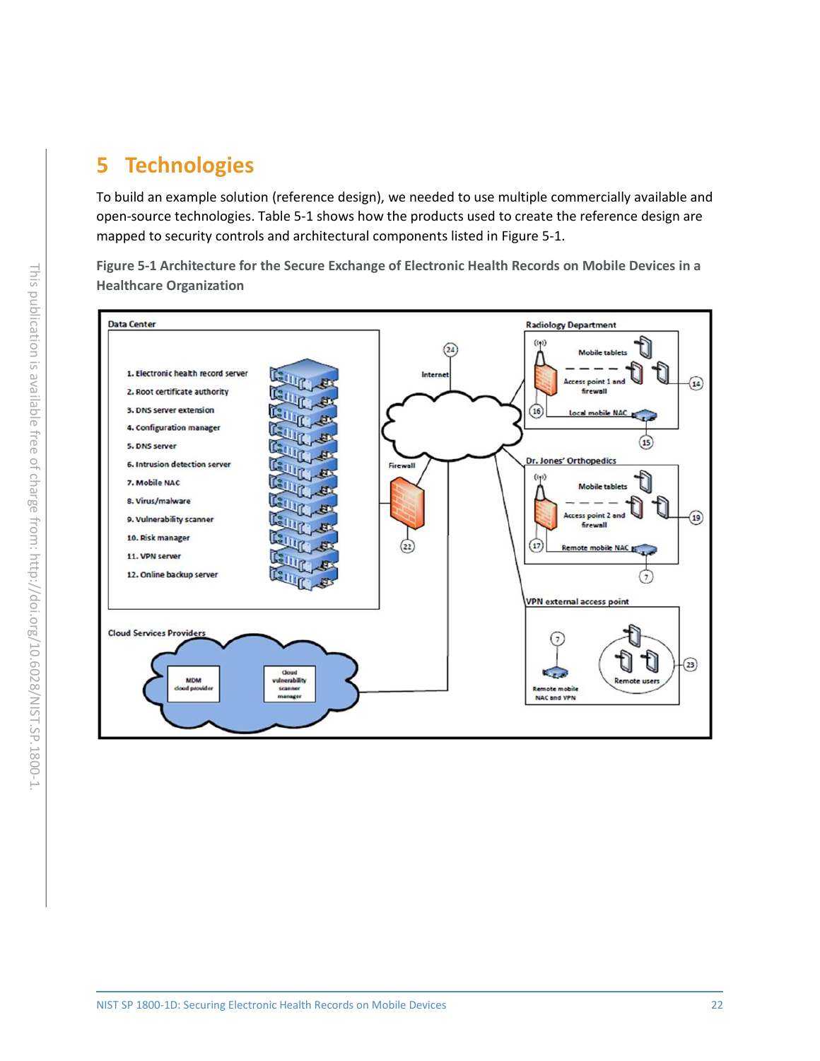# 5 Technologies

To build an example solution (reference design), we needed to use multiple commercially available and open-source technologies. Table 5-1 shows how the products used to create the reference design are mapped to security controls and architectural components listed in Figure 5-1.

**Figure 5-1 Architecture for the Secure Exchange of Electronic Health Records on Mobile Devices in a Healthcare Organization**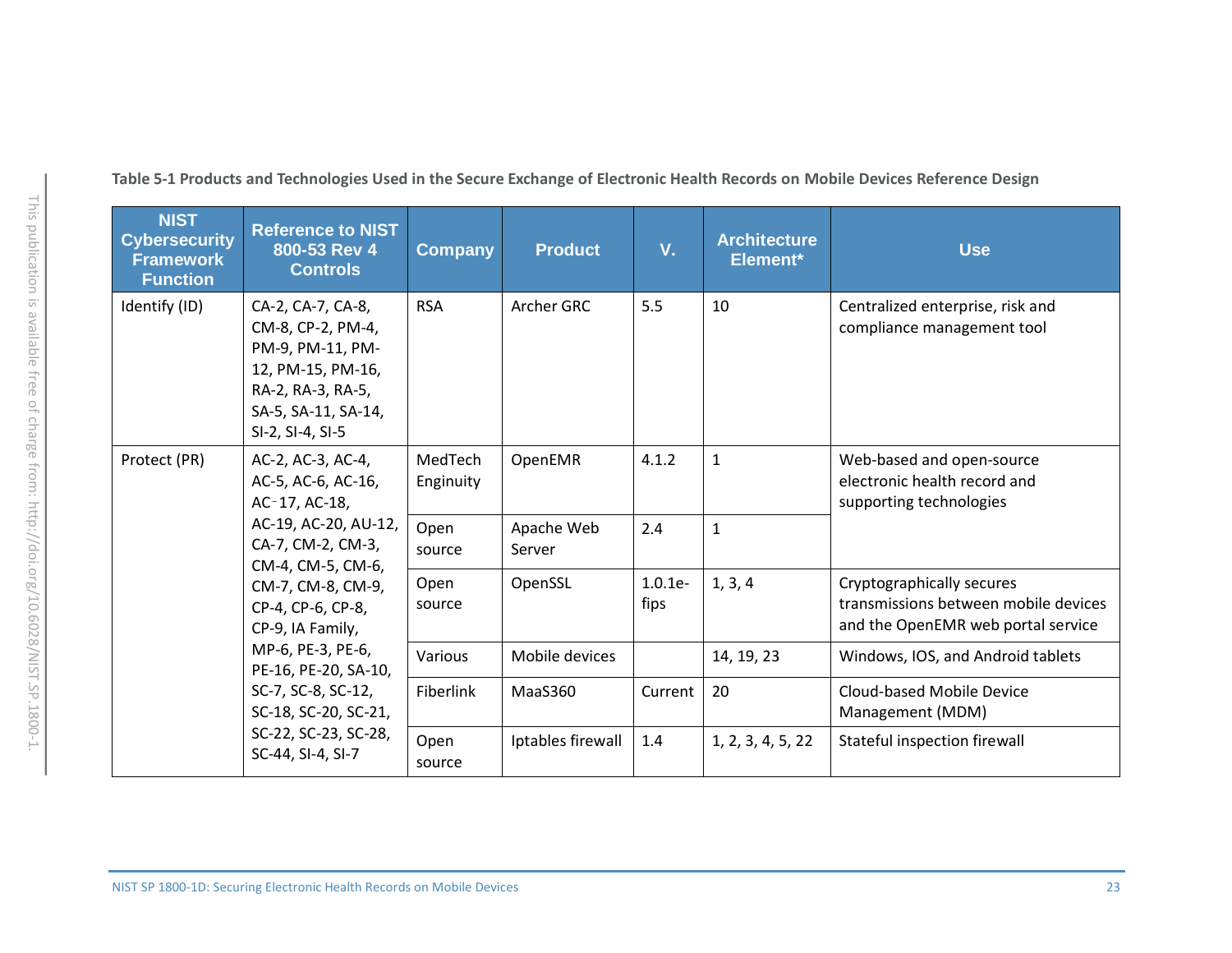**Table 5-1 Products and Technologies Used in the Secure Exchange of Electronic Health Records on Mobile Devices Reference Design**

| NIST Cybersecurity Framework Function | Reference to NIST 800-53 Rev 4 Controls | Company | Product | V. | Architecture Element* | Use |
|---|---|---|---|---|---|---|
| Identify (ID) | CA-2, CA-7, CA-8, CM-8, CP-2, PM-4, PM-9, PM-11, PM-12, PM-15, PM-16, RA-2, RA-3, RA-5, SA-5, SA-11, SA-14, SI-2, SI-4, SI-5 | RSA | Archer GRC | 5.5 | 10 | Centralized enterprise, risk and compliance management tool |
| Protect (PR) | AC-2, AC-3, AC-4, AC-5, AC-6, AC-16, AC-17, AC-18, AC-19, AC-20, AU-12, CA-7, CM-2, CM-3, CM-4, CM-5, CM-6, CM-7, CM-8, CM-9, CP-4, CP-6, CP-8, CP-9, IA Family, MP-6, PE-3, PE-6, PE-16, PE-20, SA-10, SC-7, SC-8, SC-12, SC-18, SC-20, SC-21, SC-22, SC-23, SC-28, SC-44, SI-4, SI-7 | MedTech Enginuity | OpenEMR | 4.1.2 | 1 | Web-based and open-source electronic health record and supporting technologies |
| | | Open source | Apache Web Server | 2.4 | 1 | |
| | | Open source | OpenSSL | 1.0.1e-fips | 1, 3, 4 | Cryptographically secures transmissions between mobile devices and the OpenEMR web portal service |
| | | Various | Mobile devices | | 14, 19, 23 | Windows, IOS, and Android tablets |
| | | Fiberlink | MaaS360 | Current | 20 | Cloud-based Mobile Device Management (MDM) |
| | | Open source | Iptables firewall | 1.4 | 1, 2, 3, 4, 5, 22 | Stateful inspection firewall |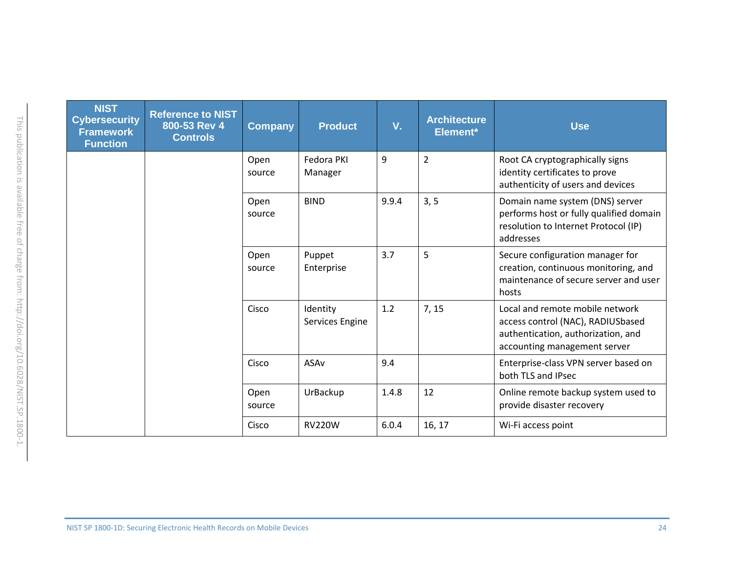| NIST Cybersecurity Framework Function | Reference to NIST 800-53 Rev 4 Controls | Company | Product | V. | Architecture Element* | Use |
|---|---|---|---|---|---|---|
| | | Open source | Fedora PKI Manager | 9 | 2 | Root CA cryptographically signs identity certificates to prove authenticity of users and devices |
| | | Open source | BIND | 9.9.4 | 3, 5 | Domain name system (DNS) server performs host or fully qualified domain resolution to Internet Protocol (IP) addresses |
| | | Open source | Puppet Enterprise | 3.7 | 5 | Secure configuration manager for creation, continuous monitoring, and maintenance of secure server and user hosts |
| | | Cisco | Identity Services Engine | 1.2 | 7, 15 | Local and remote mobile network access control (NAC), RADIUSbased authentication, authorization, and accounting management server |
| | | Cisco | ASAv | 9.4 | | Enterprise-class VPN server based on both TLS and IPsec |
| | | Open source | UrBackup | 1.4.8 | 12 | Online remote backup system used to provide disaster recovery |
| | | Cisco | RV220W | 6.0.4 | 16, 17 | Wi-Fi access point |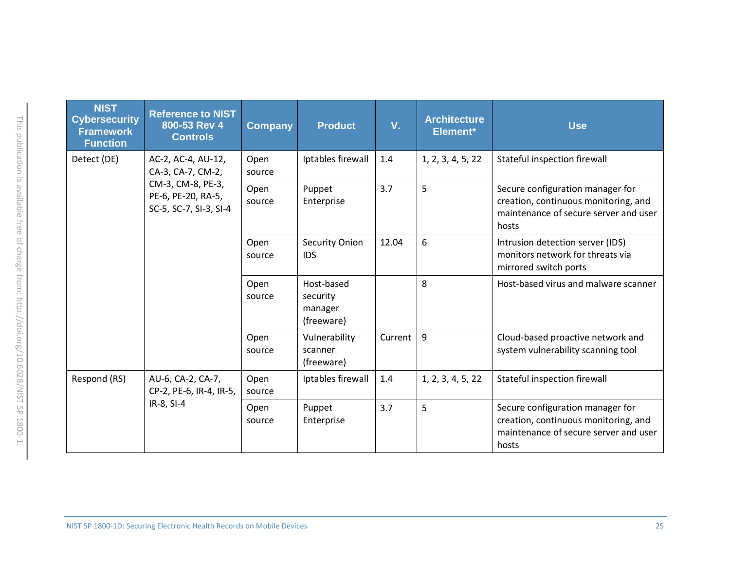| NIST Cybersecurity Framework Function | Reference to NIST 800-53 Rev 4 Controls | Company | Product | V. | Architecture Element* | Use |
|---|---|---|---|---|---|---|
| Detect (DE) | AC-2, AC-4, AU-12, CA-3, CA-7, CM-2, CM-3, CM-8, PE-3, PE-6, PE-20, RA-5, SC-5, SC-7, SI-3, SI-4 | Open source | Iptables firewall | 1.4 | 1, 2, 3, 4, 5, 22 | Stateful inspection firewall |
| | | Open source | Puppet Enterprise | 3.7 | 5 | Secure configuration manager for creation, continuous monitoring, and maintenance of secure server and user hosts |
| | | Open source | Security Onion IDS | 12.04 | 6 | Intrusion detection server (IDS) monitors network for threats via mirrored switch ports |
| | | Open source | Host-based security manager (freeware) | | 8 | Host-based virus and malware scanner |
| | | Open source | Vulnerability scanner (freeware) | Current | 9 | Cloud-based proactive network and system vulnerability scanning tool |
| Respond (RS) | AU-6, CA-2, CA-7, CP-2, PE-6, IR-4, IR-5, IR-8, SI-4 | Open source | Iptables firewall | 1.4 | 1, 2, 3, 4, 5, 22 | Stateful inspection firewall |
| | | Open source | Puppet Enterprise | 3.7 | 5 | Secure configuration manager for creation, continuous monitoring, and maintenance of secure server and user hosts |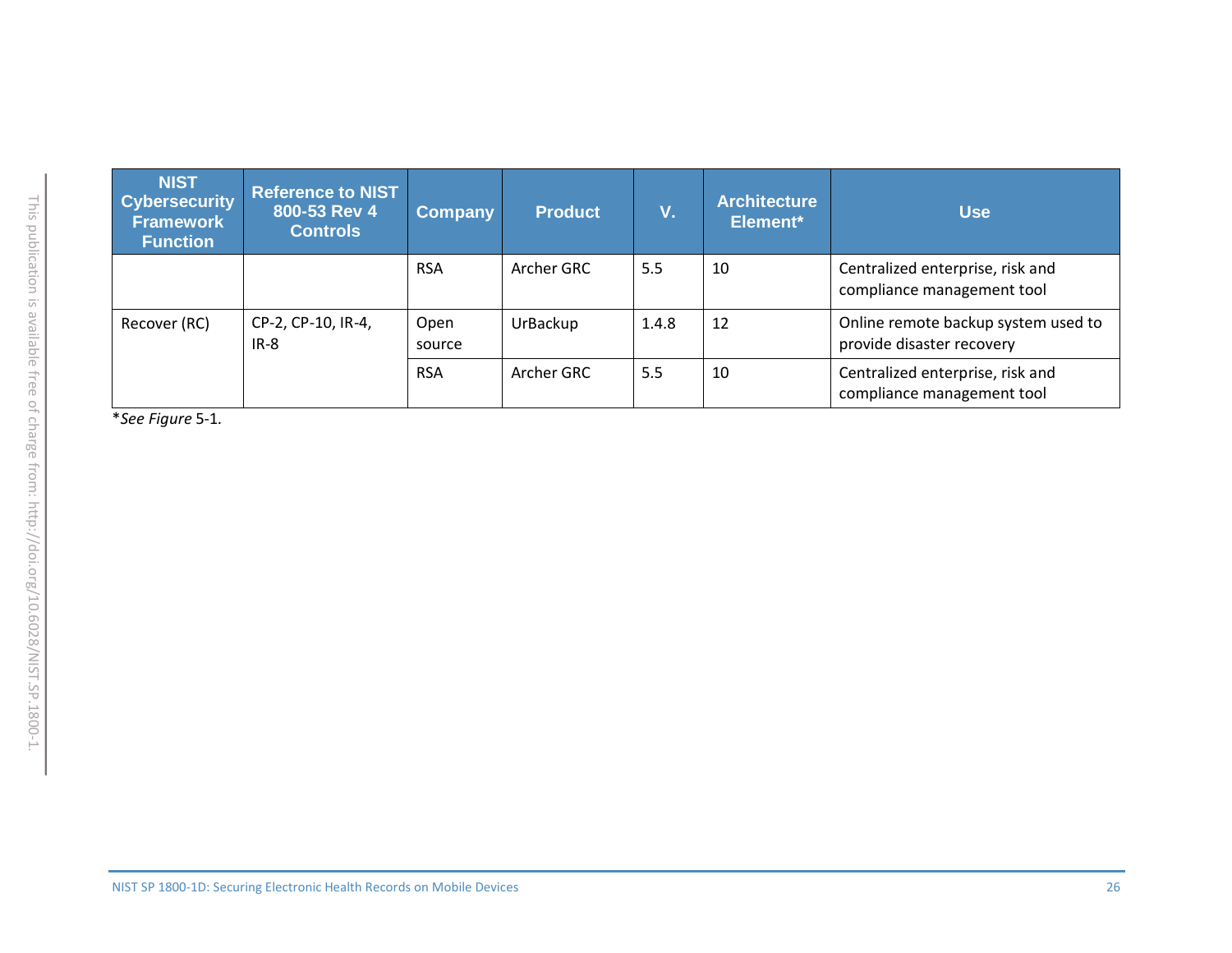| NIST Cybersecurity Framework Function | Reference to NIST 800-53 Rev 4 Controls | Company | Product | V. | Architecture Element* | Use |
|---|---|---|---|---|---|---|
| | | RSA | Archer GRC | 5.5 | 10 | Centralized enterprise, risk and compliance management tool |
| Recover (RC) | CP-2, CP-10, IR-4, IR-8 | Open source | UrBackup | 1.4.8 | 12 | Online remote backup system used to provide disaster recovery |
| | | RSA | Archer GRC | 5.5 | 10 | Centralized enterprise, risk and compliance management tool |

**See Figure* 5-1.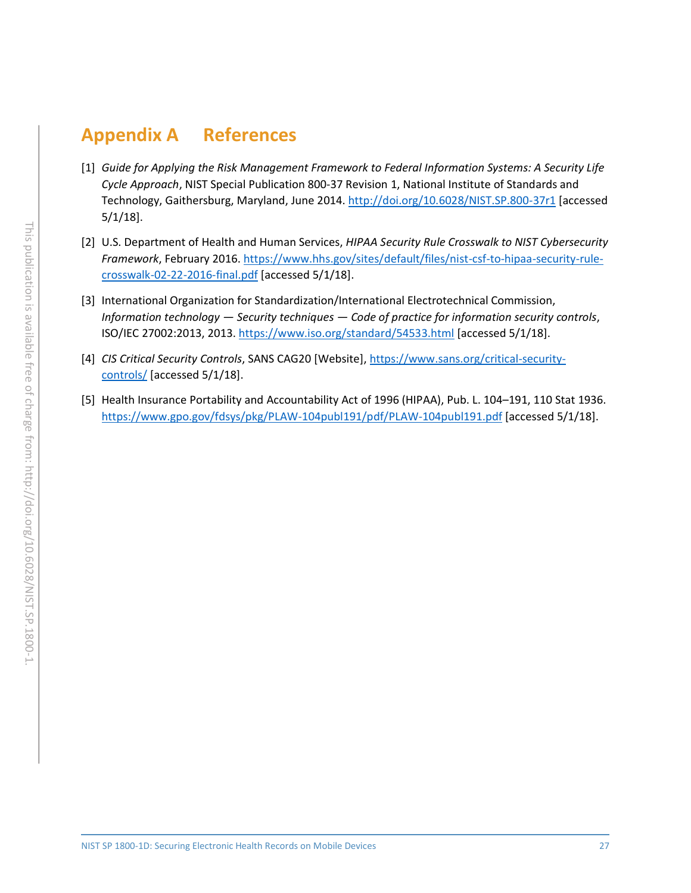# Appendix A References

[1] *Guide for Applying the Risk Management Framework to Federal Information Systems: A Security Life Cycle Approach*, NIST Special Publication 800-37 Revision 1, National Institute of Standards and Technology, Gaithersburg, Maryland, June 2014. http://doi.org/10.6028/NIST.SP.800-37r1 [accessed 5/1/18].

[2] U.S. Department of Health and Human Services, *HIPAA Security Rule Crosswalk to NIST Cybersecurity Framework*, February 2016. https://www.hhs.gov/sites/default/files/nist-csf-to-hipaa-security-rule-crosswalk-02-22-2016-final.pdf [accessed 5/1/18].

[3] International Organization for Standardization/International Electrotechnical Commission, *Information technology — Security techniques — Code of practice for information security controls*, ISO/IEC 27002:2013, 2013. https://www.iso.org/standard/54533.html [accessed 5/1/18].

[4] *CIS Critical Security Controls*, SANS CAG20 [Website], https://www.sans.org/critical-security-controls/ [accessed 5/1/18].

[5] Health Insurance Portability and Accountability Act of 1996 (HIPAA), Pub. L. 104–191, 110 Stat 1936. https://www.gpo.gov/fdsys/pkg/PLAW-104publ191/pdf/PLAW-104publ191.pdf [accessed 5/1/18].